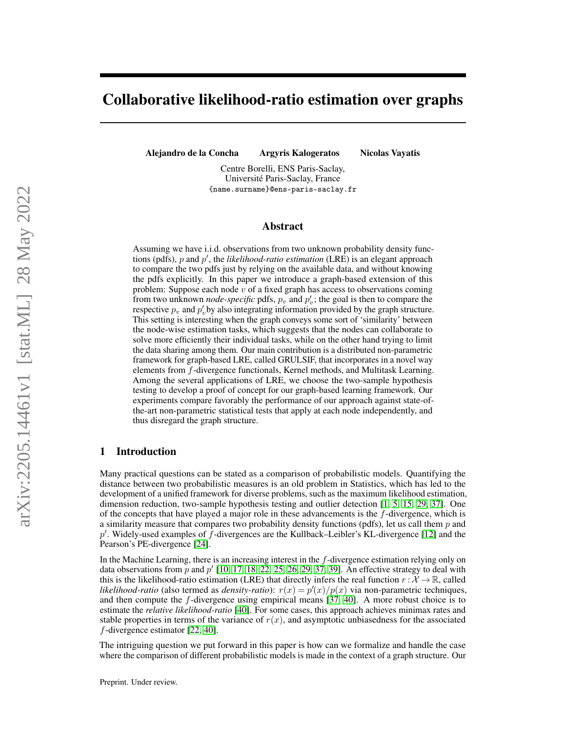# Collaborative likelihood-ratio estimation over graphs

**Alejandro de la Concha** **Argyris Kalogeratos** **Nicolas Vayatis**

Centre Borelli, ENS Paris-Saclay,
Université Paris-Saclay, France
{name.surname}@ens-paris-saclay.fr

## Abstract

Assuming we have i.i.d. observations from two unknown probability density functions (pdfs), $p$ and $p'$, the *likelihood-ratio estimation* (LRE) is an elegant approach to compare the two pdfs just by relying on the available data, and without knowing the pdfs explicitly. In this paper we introduce a graph-based extension of this problem: Suppose each node $v$ of a fixed graph has access to observations coming from two unknown *node-specific* pdfs, $p_v$ and $p'_v$; the goal is then to compare the respective $p_v$ and $p'_v$ by also integrating information provided by the graph structure. This setting is interesting when the graph conveys some sort of 'similarity' between the node-wise estimation tasks, which suggests that the nodes can collaborate to solve more efficiently their individual tasks, while on the other hand trying to limit the data sharing among them. Our main contribution is a distributed non-parametric framework for graph-based LRE, called GRULSIF, that incorporates in a novel way elements from $f$-divergence functionals, Kernel methods, and Multitask Learning. Among the several applications of LRE, we choose the two-sample hypothesis testing to develop a proof of concept for our graph-based learning framework. Our experiments compare favorably the performance of our approach against state-of-the-art non-parametric statistical tests that apply at each node independently, and thus disregard the graph structure.

## 1 Introduction

Many practical questions can be stated as a comparison of probabilistic models. Quantifying the distance between two probabilistic measures is an old problem in Statistics, which has led to the development of a unified framework for diverse problems, such as the maximum likelihood estimation, dimension reduction, two-sample hypothesis testing and outlier detection [1, 5, 15, 29, 37]. One of the concepts that have played a major role in these advancements is the $f$-divergence, which is a similarity measure that compares two probability density functions (pdfs), let us call them $p$ and $p'$. Widely-used examples of $f$-divergences are the Kullback–Leibler's KL-divergence [12] and the Pearson's PE-divergence [24].

In the Machine Learning, there is an increasing interest in the $f$-divergence estimation relying only on data observations from $p$ and $p'$ [10, 17, 18, 22, 25, 26, 29, 37, 39]. An effective strategy to deal with this is the likelihood-ratio estimation (LRE) that directly infers the real function $r : \mathcal{X} \to \mathbb{R}$, called *likelihood-ratio* (also termed as *density-ratio*): $r(x) = p'(x)/p(x)$ via non-parametric techniques, and then compute the $f$-divergence using empirical means [37, 40]. A more robust choice is to estimate the *relative likelihood-ratio* [40]. For some cases, this approach achieves minimax rates and stable properties in terms of the variance of $r(x)$, and asymptotic unbiasedness for the associated $f$-divergence estimator [22, 40].

The intriguing question we put forward in this paper is how can we formalize and handle the case where the comparison of different probabilistic models is made in the context of a graph structure. Our

Preprint. Under review.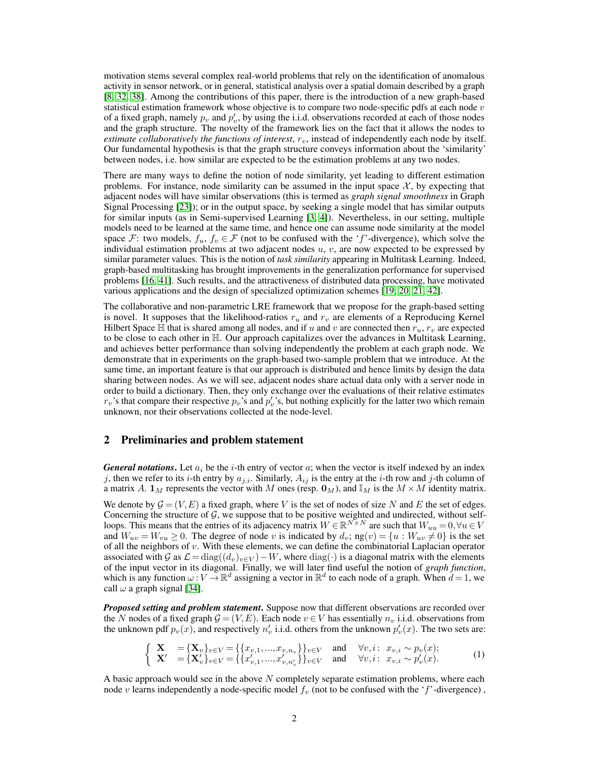motivation stems several complex real-world problems that rely on the identification of anomalous activity in sensor network, or in general, statistical analysis over a spatial domain described by a graph [8, 32, 38]. Among the contributions of this paper, there is the introduction of a new graph-based statistical estimation framework whose objective is to compare two node-specific pdfs at each node $v$ of a fixed graph, namely $p_v$ and $p'_v$, by using the i.i.d. observations recorded at each of those nodes and the graph structure. The novelty of the framework lies on the fact that it allows the nodes to *estimate collaboratively the functions of interest*, $r_v$, instead of independently each node by itself. Our fundamental hypothesis is that the graph structure conveys information about the 'similarity' between nodes, i.e. how similar are expected to be the estimation problems at any two nodes.

There are many ways to define the notion of node similarity, yet leading to different estimation problems. For instance, node similarity can be assumed in the input space $\mathcal{X}$, by expecting that adjacent nodes will have similar observations (this is termed as *graph signal smoothness* in Graph Signal Processing [23]); or in the output space, by seeking a single model that has similar outputs for similar inputs (as in Semi-supervised Learning [3, 4]). Nevertheless, in our setting, multiple models need to be learned at the same time, and hence one can assume node similarity at the model space $\mathcal{F}$: two models, $f_u, f_v \in \mathcal{F}$ (not to be confused with the '$f$'-divergence), which solve the individual estimation problems at two adjacent nodes $u$, $v$, are now expected to be expressed by similar parameter values. This is the notion of *task similarity* appearing in Multitask Learning. Indeed, graph-based multitasking has brought improvements in the generalization performance for supervised problems [16, 41]. Such results, and the attractiveness of distributed data processing, have motivated various applications and the design of specialized optimization schemes [19, 20, 21, 42].

The collaborative and non-parametric LRE framework that we propose for the graph-based setting is novel. It supposes that the likelihood-ratios $r_u$ and $r_v$ are elements of a Reproducing Kernel Hilbert Space $\mathbb{H}$ that is shared among all nodes, and if $u$ and $v$ are connected then $r_u$, $r_v$ are expected to be close to each other in $\mathbb{H}$. Our approach capitalizes over the advances in Multitask Learning, and achieves better performance than solving independently the problem at each graph node. We demonstrate that in experiments on the graph-based two-sample problem that we introduce. At the same time, an important feature is that our approach is distributed and hence limits by design the data sharing between nodes. As we will see, adjacent nodes share actual data only with a server node in order to build a dictionary. Then, they only exchange over the evaluations of their relative estimates $r_v$'s that compare their respective $p_v$'s and $p'_v$'s, but nothing explicitly for the latter two which remain unknown, nor their observations collected at the node-level.

## 2 Preliminaries and problem statement

***General notations.*** Let $a_i$ be the $i$-th entry of vector $a$; when the vector is itself indexed by an index $j$, then we refer to its $i$-th entry by $a_{j,i}$. Similarly, $A_{ij}$ is the entry at the $i$-th row and $j$-th column of a matrix $A$. $\mathbf{1}_M$ represents the vector with $M$ ones (resp. $\mathbf{0}_M$), and $\mathbb{I}_M$ is the $M \times M$ identity matrix.

We denote by $\mathcal{G} = (V, E)$ a fixed graph, where $V$ is the set of nodes of size $N$ and $E$ the set of edges. Concerning the structure of $\mathcal{G}$, we suppose that to be positive weighted and undirected, without self-loops. This means that the entries of its adjacency matrix $W \in \mathbb{R}^{N \times N}$ are such that $W_{uu} = 0, \forall u \in V$ and $W_{uv} = W_{vu} \geq 0$. The degree of node $v$ is indicated by $d_v$; $\text{ng}(v) = \{u : W_{uv} \neq 0\}$ is the set of all the neighbors of $v$. With these elements, we can define the combinatorial Laplacian operator associated with $\mathcal{G}$ as $\mathcal{L} = \text{diag}((d_v)_{v \in V}) - W$, where $\text{diag}(\cdot)$ is a diagonal matrix with the elements of the input vector in its diagonal. Finally, we will later find useful the notion of *graph function*, which is any function $\omega : V \to \mathbb{R}^d$ assigning a vector in $\mathbb{R}^d$ to each node of a graph. When $d = 1$, we call $\omega$ a graph signal [34].

***Proposed setting and problem statement.*** Suppose now that different observations are recorded over the $N$ nodes of a fixed graph $\mathcal{G} = (V, E)$. Each node $v \in V$ has essentially $n_v$ i.i.d. observations from the unknown pdf $p_v(x)$, and respectively $n'_v$ i.i.d. others from the unknown $p'_v(x)$. The two sets are:

$$
\begin{cases}
\mathbf{X} &= \{\mathbf{X}_v\}_{v \in V} = \{\{x_{v,1}, ..., x_{v,n_v}\}\}_{v \in V} \quad \text{and} \quad \forall v, i: \ x_{v,i} \sim p_v(x); \\
\mathbf{X}' &= \{\mathbf{X}'_v\}_{v \in V} = \{\{x'_{v,1}, ..., x'_{v,n'_v}\}\}_{v \in V} \quad \text{and} \quad \forall v, i: \ x_{v,i} \sim p'_v(x).
\end{cases}
\tag{1}
$$

A basic approach would see in the above $N$ completely separate estimation problems, where each node $v$ learns independently a node-specific model $f_v$ (not to be confused with the '$f$'-divergence) ,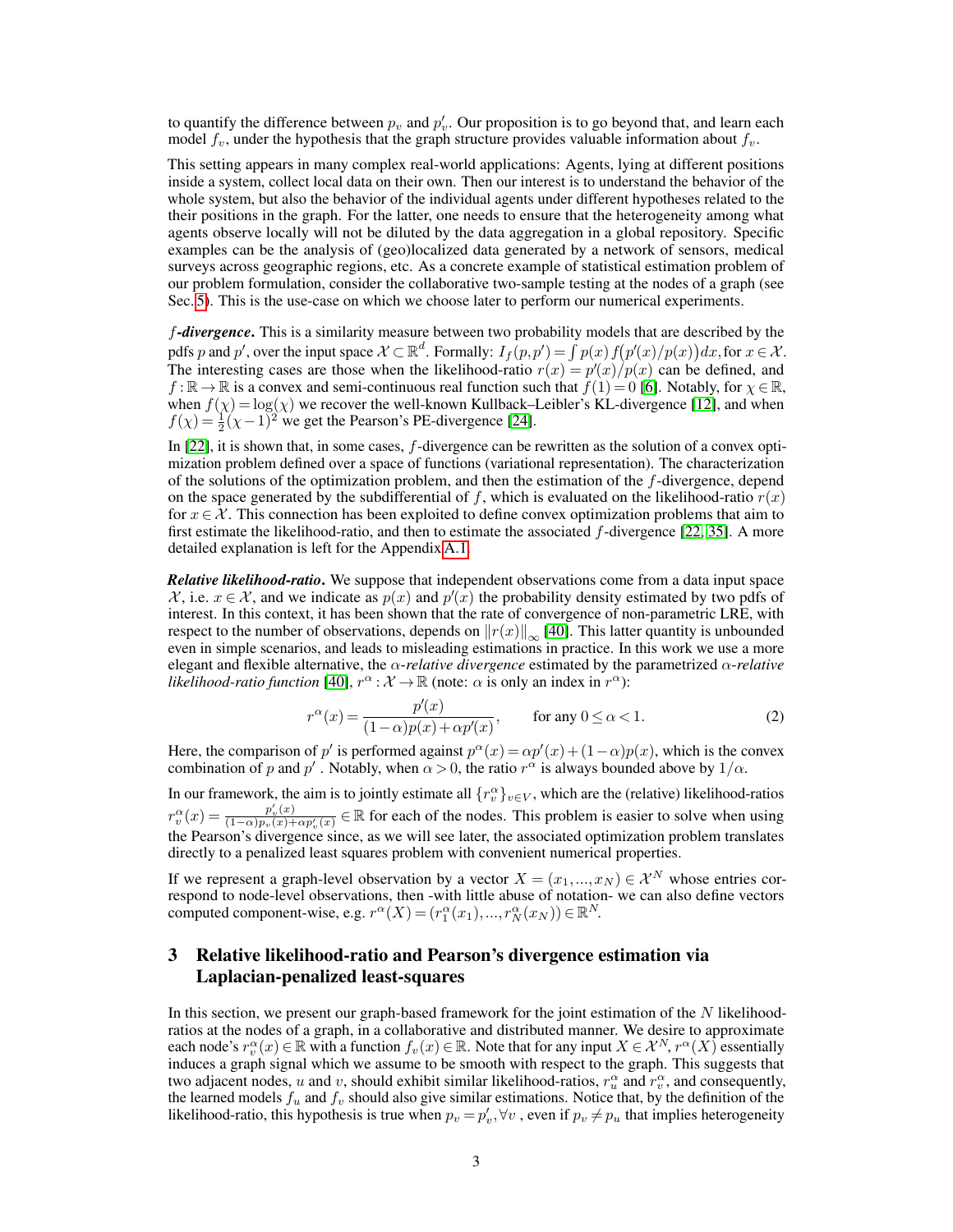to quantify the difference between $p_v$ and $p'_v$. Our proposition is to go beyond that, and learn each model $f_v$, under the hypothesis that the graph structure provides valuable information about $f_v$.

This setting appears in many complex real-world applications: Agents, lying at different positions inside a system, collect local data on their own. Then our interest is to understand the behavior of the whole system, but also the behavior of the individual agents under different hypotheses related to the their positions in the graph. For the latter, one needs to ensure that the heterogeneity among what agents observe locally will not be diluted by the data aggregation in a global repository. Specific examples can be the analysis of (geo)localized data generated by a network of sensors, medical surveys across geographic regions, etc. As a concrete example of statistical estimation problem of our problem formulation, consider the collaborative two-sample testing at the nodes of a graph (see Sec. 5). This is the use-case on which we choose later to perform our numerical experiments.

***f*-divergence.** This is a similarity measure between two probability models that are described by the pdfs $p$ and $p'$, over the input space $\mathcal{X} \subset \mathbb{R}^d$. Formally: $I_f(p,p') = \int p(x)\, f\big(p'(x)/p(x)\big)dx$, for $x \in \mathcal{X}$. The interesting cases are those when the likelihood-ratio $r(x) = p'(x)/p(x)$ can be defined, and $f : \mathbb{R} \to \mathbb{R}$ is a convex and semi-continuous real function such that $f(1) = 0$ [6]. Notably, for $\chi \in \mathbb{R}$, when $f(\chi) = \log(\chi)$ we recover the well-known Kullback–Leibler's KL-divergence [12], and when $f(\chi) = \frac{1}{2}(\chi - 1)^2$ we get the Pearson's PE-divergence [24].

In [22], it is shown that, in some cases, $f$-divergence can be rewritten as the solution of a convex optimization problem defined over a space of functions (variational representation). The characterization of the solutions of the optimization problem, and then the estimation of the $f$-divergence, depend on the space generated by the subdifferential of $f$, which is evaluated on the likelihood-ratio $r(x)$ for $x \in \mathcal{X}$. This connection has been exploited to define convex optimization problems that aim to first estimate the likelihood-ratio, and then to estimate the associated $f$-divergence [22, 35]. A more detailed explanation is left for the Appendix A.1.

***Relative likelihood-ratio*.** We suppose that independent observations come from a data input space $\mathcal{X}$, i.e. $x \in \mathcal{X}$, and we indicate as $p(x)$ and $p'(x)$ the probability density estimated by two pdfs of interest. In this context, it has been shown that the rate of convergence of non-parametric LRE, with respect to the number of observations, depends on $\|r(x)\|_\infty$ [40]. This latter quantity is unbounded even in simple scenarios, and leads to misleading estimations in practice. In this work we use a more elegant and flexible alternative, the *$\alpha$-relative divergence* estimated by the parametrized *$\alpha$-relative likelihood-ratio function* [40], $r^\alpha : \mathcal{X} \to \mathbb{R}$ (note: $\alpha$ is only an index in $r^\alpha$):

$$r^\alpha(x) = \frac{p'(x)}{(1-\alpha)p(x) + \alpha p'(x)}, \qquad \text{for any } 0 \le \alpha < 1. \tag{2}$$

Here, the comparison of $p'$ is performed against $p^\alpha(x) = \alpha p'(x) + (1-\alpha)p(x)$, which is the convex combination of $p$ and $p'$ . Notably, when $\alpha > 0$, the ratio $r^\alpha$ is always bounded above by $1/\alpha$.

In our framework, the aim is to jointly estimate all $\{r^\alpha_v\}_{v \in V}$, which are the (relative) likelihood-ratios $r^\alpha_v(x) = \frac{p'_v(x)}{(1-\alpha)p_v(x) + \alpha p'_v(x)} \in \mathbb{R}$ for each of the nodes. This problem is easier to solve when using the Pearson's divergence since, as we will see later, the associated optimization problem translates directly to a penalized least squares problem with convenient numerical properties.

If we represent a graph-level observation by a vector $X = (x_1, ..., x_N) \in \mathcal{X}^N$ whose entries correspond to node-level observations, then -with little abuse of notation- we can also define vectors computed component-wise, e.g. $r^\alpha(X) = (r^\alpha_1(x_1), ..., r^\alpha_N(x_N)) \in \mathbb{R}^N$.

## 3 Relative likelihood-ratio and Pearson's divergence estimation via Laplacian-penalized least-squares

In this section, we present our graph-based framework for the joint estimation of the $N$ likelihood-ratios at the nodes of a graph, in a collaborative and distributed manner. We desire to approximate each node's $r^\alpha_v(x) \in \mathbb{R}$ with a function $f_v(x) \in \mathbb{R}$. Note that for any input $X \in \mathcal{X}^N$, $r^\alpha(X)$ essentially induces a graph signal which we assume to be smooth with respect to the graph. This suggests that two adjacent nodes, $u$ and $v$, should exhibit similar likelihood-ratios, $r^\alpha_u$ and $r^\alpha_v$, and consequently, the learned models $f_u$ and $f_v$ should also give similar estimations. Notice that, by the definition of the likelihood-ratio, this hypothesis is true when $p_v = p'_v, \forall v$ , even if $p_v \neq p_u$ that implies heterogeneity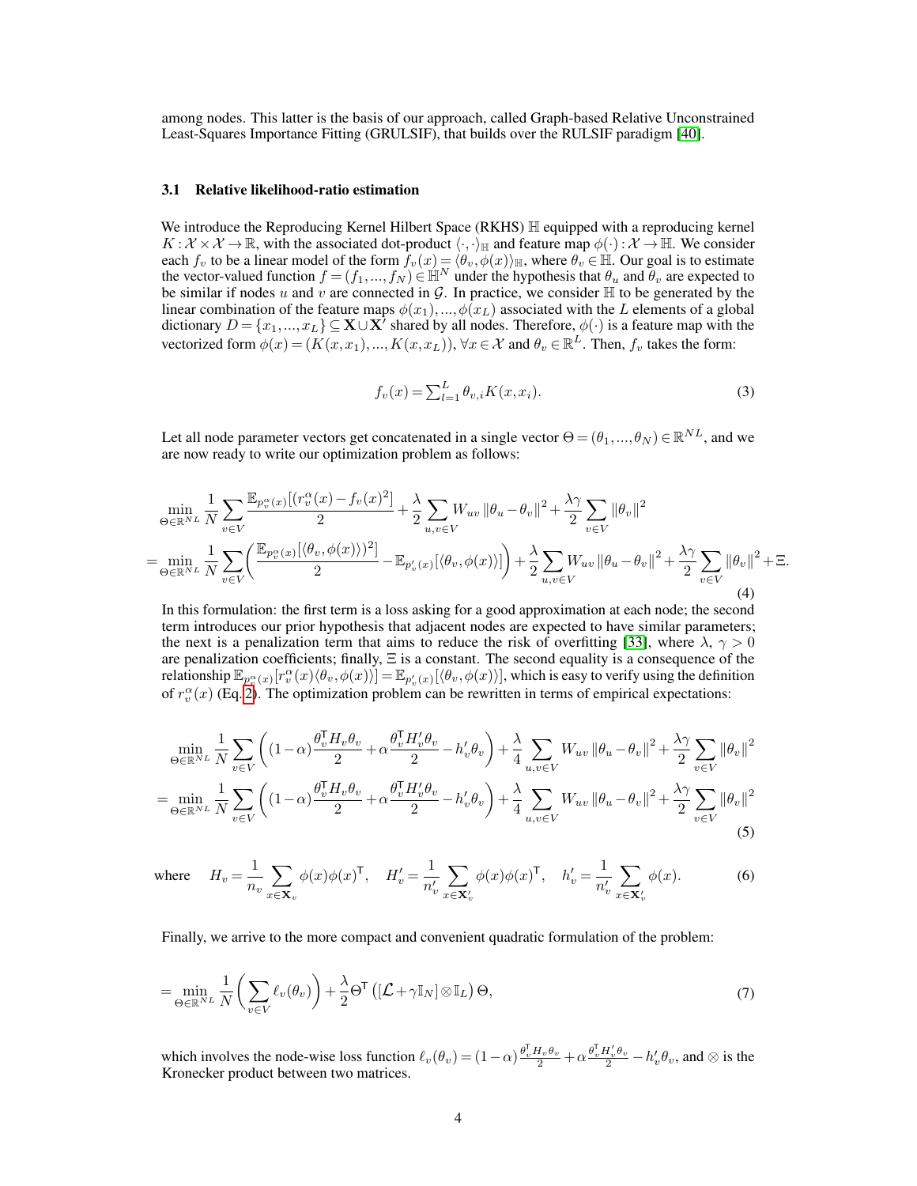among nodes. This latter is the basis of our approach, called Graph-based Relative Unconstrained Least-Squares Importance Fitting (GRULSIF), that builds over the RULSIF paradigm [40].

### 3.1 Relative likelihood-ratio estimation

We introduce the Reproducing Kernel Hilbert Space (RKHS) $\mathbb{H}$ equipped with a reproducing kernel $K:\mathcal{X}\times\mathcal{X}\rightarrow\mathbb{R}$, with the associated dot-product $\langle\cdot,\cdot\rangle_{\mathbb{H}}$ and feature map $\phi(\cdot):\mathcal{X}\rightarrow\mathbb{H}$. We consider each $f_v$ to be a linear model of the form $f_v(x)=\langle\theta_v,\phi(x)\rangle_{\mathbb{H}}$, where $\theta_v\in\mathbb{H}$. Our goal is to estimate the vector-valued function $f=(f_1,...,f_N)\in\mathbb{H}^N$ under the hypothesis that $\theta_u$ and $\theta_v$ are expected to be similar if nodes $u$ and $v$ are connected in $\mathcal{G}$. In practice, we consider $\mathbb{H}$ to be generated by the linear combination of the feature maps $\phi(x_1),...,\phi(x_L)$ associated with the $L$ elements of a global dictionary $D=\{x_1,...,x_L\}\subseteq\mathbf{X}\cup\mathbf{X}'$ shared by all nodes. Therefore, $\phi(\cdot)$ is a feature map with the vectorized form $\phi(x)=(K(x,x_1),...,K(x,x_L))$, $\forall x\in\mathcal{X}$ and $\theta_v\in\mathbb{R}^L$. Then, $f_v$ takes the form:

$$f_v(x)=\textstyle\sum_{l=1}^{L}\theta_{v,i}K(x,x_i). \tag{3}$$

Let all node parameter vectors get concatenated in a single vector $\Theta=(\theta_1,...,\theta_N)\in\mathbb{R}^{NL}$, and we are now ready to write our optimization problem as follows:

$$\begin{aligned}
&\min_{\Theta\in\mathbb{R}^{NL}}\frac{1}{N}\sum_{v\in V}\frac{\mathbb{E}_{p_v^\alpha(x)}[(r_v^\alpha(x)-f_v(x)^2]}{2}+\frac{\lambda}{2}\sum_{u,v\in V}W_{uv}\left\|\theta_u-\theta_v\right\|^2+\frac{\lambda\gamma}{2}\sum_{v\in V}\left\|\theta_v\right\|^2\\
=&\min_{\Theta\in\mathbb{R}^{NL}}\frac{1}{N}\sum_{v\in V}\left(\frac{\mathbb{E}_{p_v^\alpha(x)}[\langle\theta_v,\phi(x)\rangle)^2]}{2}-\mathbb{E}_{p'_v(x)}[\langle\theta_v,\phi(x)\rangle]\right)+\frac{\lambda}{2}\sum_{u,v\in V}W_{uv}\left\|\theta_u-\theta_v\right\|^2+\frac{\lambda\gamma}{2}\sum_{v\in V}\left\|\theta_v\right\|^2+\Xi.
\end{aligned}\tag{4}$$

In this formulation: the first term is a loss asking for a good approximation at each node; the second term introduces our prior hypothesis that adjacent nodes are expected to have similar parameters; the next is a penalization term that aims to reduce the risk of overfitting [33], where $\lambda$, $\gamma>0$ are penalization coefficients; finally, $\Xi$ is a constant. The second equality is a consequence of the relationship $\mathbb{E}_{p_v^\alpha(x)}[r_v^\alpha(x)\langle\theta_v,\phi(x)\rangle]=\mathbb{E}_{p'_v(x)}[\langle\theta_v,\phi(x)\rangle]$, which is easy to verify using the definition of $r_v^\alpha(x)$ (Eq. 2). The optimization problem can be rewritten in terms of empirical expectations:

$$\begin{aligned}
&\min_{\Theta\in\mathbb{R}^{NL}}\frac{1}{N}\sum_{v\in V}\left((1-\alpha)\frac{\theta_v^\intercal H_v\theta_v}{2}+\alpha\frac{\theta_v^\intercal H'_v\theta_v}{2}-h'_v\theta_v\right)+\frac{\lambda}{4}\sum_{u,v\in V}W_{uv}\left\|\theta_u-\theta_v\right\|^2+\frac{\lambda\gamma}{2}\sum_{v\in V}\left\|\theta_v\right\|^2\\
=&\min_{\Theta\in\mathbb{R}^{NL}}\frac{1}{N}\sum_{v\in V}\left((1-\alpha)\frac{\theta_v^\intercal H_v\theta_v}{2}+\alpha\frac{\theta_v^\intercal H'_v\theta_v}{2}-h'_v\theta_v\right)+\frac{\lambda}{4}\sum_{u,v\in V}W_{uv}\left\|\theta_u-\theta_v\right\|^2+\frac{\lambda\gamma}{2}\sum_{v\in V}\left\|\theta_v\right\|^2
\end{aligned}\tag{5}$$

$$\text{where}\quad H_v=\frac{1}{n_v}\sum_{x\in\mathbf{X}_v}\phi(x)\phi(x)^\intercal,\quad H'_v=\frac{1}{n'_v}\sum_{x\in\mathbf{X}'_v}\phi(x)\phi(x)^\intercal,\quad h'_v=\frac{1}{n'_v}\sum_{x\in\mathbf{X}'_v}\phi(x). \tag{6}$$

Finally, we arrive to the more compact and convenient quadratic formulation of the problem:

$$=\min_{\Theta\in\mathbb{R}^{NL}}\frac{1}{N}\left(\sum_{v\in V}\ell_v(\theta_v)\right)+\frac{\lambda}{2}\Theta^\intercal\left([\mathcal{L}+\gamma\mathbb{I}_N]\otimes\mathbb{I}_L\right)\Theta, \tag{7}$$

which involves the node-wise loss function $\ell_v(\theta_v)=(1-\alpha)\frac{\theta_v^\intercal H_v\theta_v}{2}+\alpha\frac{\theta_v^\intercal H'_v\theta_v}{2}-h'_v\theta_v$, and $\otimes$ is the Kronecker product between two matrices.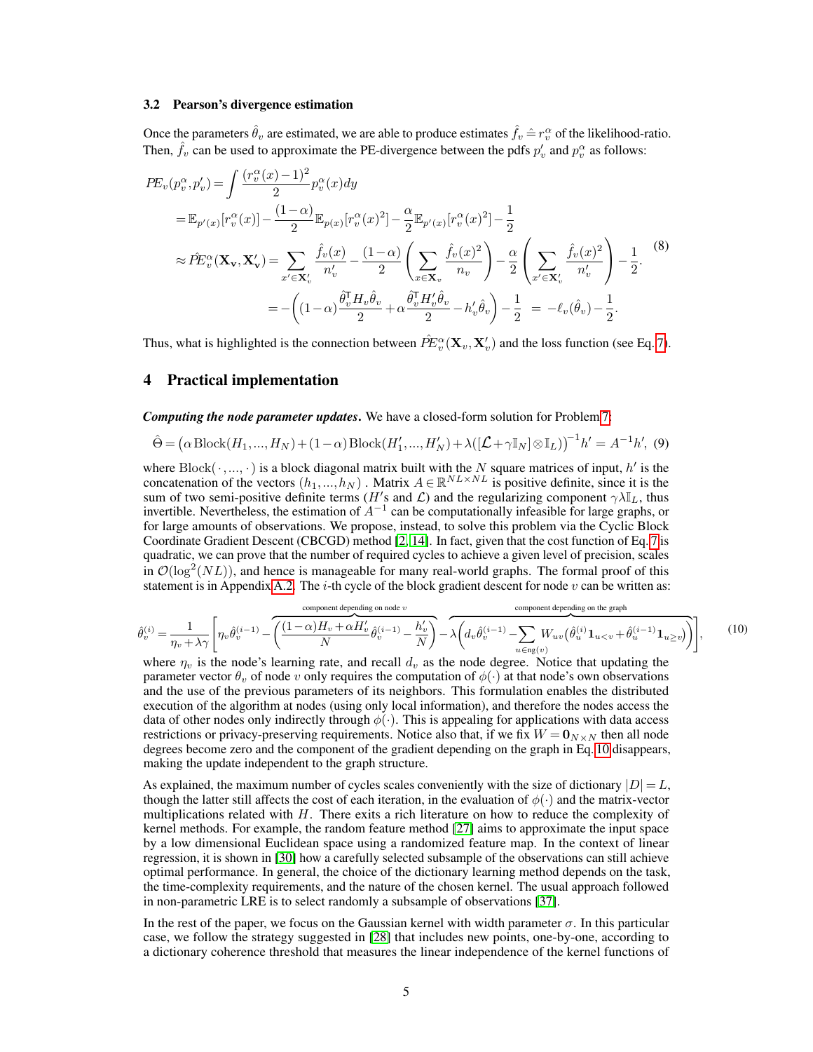### 3.2 Pearson's divergence estimation

Once the parameters $\hat{\theta}_v$ are estimated, we are able to produce estimates $\hat{f}_v \doteq r_v^\alpha$ of the likelihood-ratio. Then, $\hat{f}_v$ can be used to approximate the PE-divergence between the pdfs $p'_v$ and $p_v^\alpha$ as follows:

$$
\begin{aligned}
PE_v(p_v^\alpha, p'_v) &= \int \frac{(r_v^\alpha(x)-1)^2}{2} p_v^\alpha(x) dy \\
&= \mathbb{E}_{p'(x)}[r_v^\alpha(x)] - \frac{(1-\alpha)}{2}\mathbb{E}_{p(x)}[r_v^\alpha(x)^2] - \frac{\alpha}{2}\mathbb{E}_{p'(x)}[r_v^\alpha(x)^2] - \frac{1}{2} \\
&\approx \hat{PE}_v^\alpha(\mathbf{X_v}, \mathbf{X'_v}) = \sum_{x' \in \mathbf{X}'_v} \frac{\hat{f}_v(x)}{n'_v} - \frac{(1-\alpha)}{2}\left(\sum_{x \in \mathbf{X}_v} \frac{\hat{f}_v(x)^2}{n_v}\right) - \frac{\alpha}{2}\left(\sum_{x' \in \mathbf{X}'_v} \frac{\hat{f}_v(x)^2}{n'_v}\right) - \frac{1}{2}. \\
&= -\left((1-\alpha)\frac{\hat{\theta}_v^\intercal H_v \hat{\theta}_v}{2} + \alpha \frac{\hat{\theta}_v^\intercal H'_v \hat{\theta}_v}{2} - h'_v \hat{\theta}_v\right) - \frac{1}{2} \;=\; -\ell_v(\hat{\theta}_v) - \frac{1}{2}.
\end{aligned}
\tag{8}
$$

Thus, what is highlighted is the connection between $\hat{PE}_v^\alpha(\mathbf{X}_v, \mathbf{X}'_v)$ and the loss function (see Eq. 7).

## 4 Practical implementation

***Computing the node parameter updates.*** We have a closed-form solution for Problem 7:

$$
\hat{\Theta} = \left(\alpha\, \mathrm{Block}(H_1, ..., H_N) + (1-\alpha)\,\mathrm{Block}(H'_1, ..., H'_N) + \lambda([\mathcal{L} + \gamma \mathbb{I}_N] \otimes \mathbb{I}_L)\right)^{-1} h' = A^{-1} h', \tag{9}
$$

where $\mathrm{Block}(\cdot, ..., \cdot)$ is a block diagonal matrix built with the $N$ square matrices of input, $h'$ is the concatenation of the vectors $(h_1, ..., h_N)$ . Matrix $A \in \mathbb{R}^{NL \times NL}$ is positive definite, since it is the sum of two semi-positive definite terms ($H'$s and $\mathcal{L}$) and the regularizing component $\gamma\lambda\mathbb{I}_L$, thus invertible. Nevertheless, the estimation of $A^{-1}$ can be computationally infeasible for large graphs, or for large amounts of observations. We propose, instead, to solve this problem via the Cyclic Block Coordinate Gradient Descent (CBCGD) method [2, 14]. In fact, given that the cost function of Eq. 7 is quadratic, we can prove that the number of required cycles to achieve a given level of precision, scales in $\mathcal{O}(\log^2(NL))$, and hence is manageable for many real-world graphs. The formal proof of this statement is in Appendix A.2. The $i$-th cycle of the block gradient descent for node $v$ can be written as:

$$
\hat{\theta}_v^{(i)} = \frac{1}{\eta_v + \lambda\gamma}\left[\eta_v \hat{\theta}_v^{(i-1)} - \overbrace{\left(\frac{(1-\alpha)H_v + \alpha H'_v}{N}\hat{\theta}_v^{(i-1)} - \frac{h'_v}{N}\right)}^{\text{component depending on node } v} - \overbrace{\lambda\left(d_v \hat{\theta}_v^{(i-1)} - \sum_{u \in \mathrm{ng}(v)} W_{uv}\left(\hat{\theta}_u^{(i)} \mathbf{1}_{u<v} + \hat{\theta}_u^{(i-1)} \mathbf{1}_{u \geq v}\right)\right)}^{\text{component depending on the graph}}\right], \tag{10}
$$

where $\eta_v$ is the node's learning rate, and recall $d_v$ as the node degree. Notice that updating the parameter vector $\theta_v$ of node $v$ only requires the computation of $\phi(\cdot)$ at that node's own observations and the use of the previous parameters of its neighbors. This formulation enables the distributed execution of the algorithm at nodes (using only local information), and therefore the nodes access the data of other nodes only indirectly through $\phi(\cdot)$. This is appealing for applications with data access restrictions or privacy-preserving requirements. Notice also that, if we fix $W = \mathbf{0}_{N \times N}$ then all node degrees become zero and the component of the gradient depending on the graph in Eq. 10 disappears, making the update independent to the graph structure.

As explained, the maximum number of cycles scales conveniently with the size of dictionary $|D| = L$, though the latter still affects the cost of each iteration, in the evaluation of $\phi(\cdot)$ and the matrix-vector multiplications related with $H$. There exits a rich literature on how to reduce the complexity of kernel methods. For example, the random feature method [27] aims to approximate the input space by a low dimensional Euclidean space using a randomized feature map. In the context of linear regression, it is shown in [30] how a carefully selected subsample of the observations can still achieve optimal performance. In general, the choice of the dictionary learning method depends on the task, the time-complexity requirements, and the nature of the chosen kernel. The usual approach followed in non-parametric LRE is to select randomly a subsample of observations [37].

In the rest of the paper, we focus on the Gaussian kernel with width parameter $\sigma$. In this particular case, we follow the strategy suggested in [28] that includes new points, one-by-one, according to a dictionary coherence threshold that measures the linear independence of the kernel functions of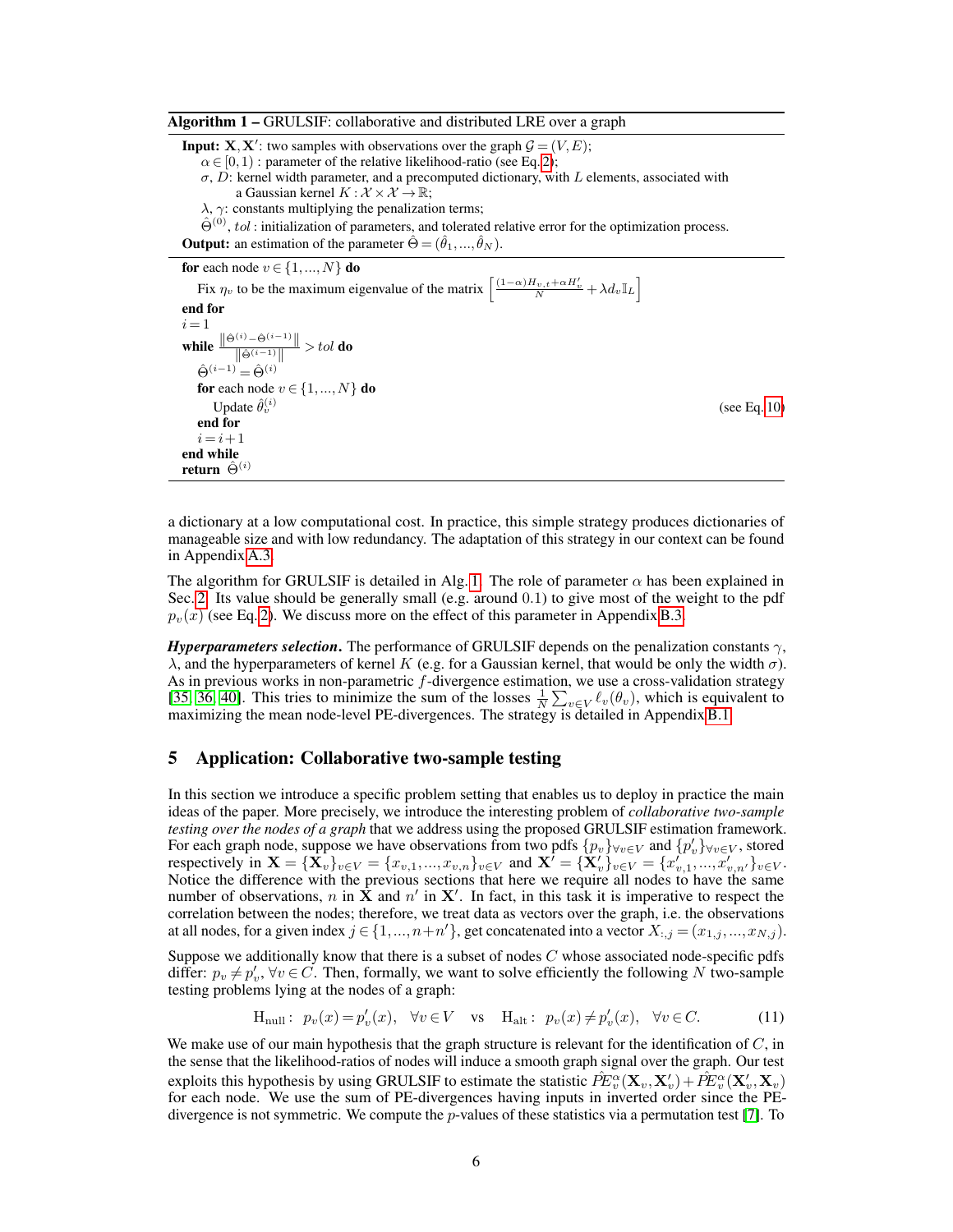**Algorithm 1 – GRULSIF: collaborative and distributed LRE over a graph**

**Input:** $\mathbf{X}, \mathbf{X}'$: two samples with observations over the graph $\mathcal{G} = (V, E)$;
$\alpha \in [0,1)$ : parameter of the relative likelihood-ratio (see Eq. 2);
$\sigma$, $D$: kernel width parameter, and a precomputed dictionary, with $L$ elements, associated with a Gaussian kernel $K : \mathcal{X} \times \mathcal{X} \to \mathbb{R}$;
$\lambda$, $\gamma$: constants multiplying the penalization terms;
$\hat{\Theta}^{(0)}$, $tol$ : initialization of parameters, and tolerated relative error for the optimization process.
**Output:** an estimation of the parameter $\hat{\Theta} = (\hat{\theta}_1, ..., \hat{\theta}_N)$.

```
for each node v ∈ {1,...,N} do
    Fix η_v to be the maximum eigenvalue of the matrix [ ((1−α)H_{v,t} + αH'_v)/N + λ d_v I_L ]
end for
i = 1
while ‖Θ̂^(i) − Θ̂^(i−1)‖ / ‖Θ̂^(i−1)‖ > tol do
    Θ̂^(i−1) = Θ̂^(i)
    for each node v ∈ {1,...,N} do
        Update θ̂_v^(i)                                    (see Eq. 10)
    end for
    i = i+1
end while
return Θ̂^(i)
```

a dictionary at a low computational cost. In practice, this simple strategy produces dictionaries of manageable size and with low redundancy. The adaptation of this strategy in our context can be found in Appendix A.3.

The algorithm for GRULSIF is detailed in Alg. 1. The role of parameter $\alpha$ has been explained in Sec. 2. Its value should be generally small (e.g. around 0.1) to give most of the weight to the pdf $p_v(x)$ (see Eq. 2). We discuss more on the effect of this parameter in Appendix B.3.

***Hyperparameters selection.*** The performance of GRULSIF depends on the penalization constants $\gamma$, $\lambda$, and the hyperparameters of kernel $K$ (e.g. for a Gaussian kernel, that would be only the width $\sigma$). As in previous works in non-parametric $f$-divergence estimation, we use a cross-validation strategy [35, 36, 40]. This tries to minimize the sum of the losses $\frac{1}{N}\sum_{v \in V} \ell_v(\theta_v)$, which is equivalent to maximizing the mean node-level PE-divergences. The strategy is detailed in Appendix B.1.

## 5 Application: Collaborative two-sample testing

In this section we introduce a specific problem setting that enables us to deploy in practice the main ideas of the paper. More precisely, we introduce the interesting problem of *collaborative two-sample testing over the nodes of a graph* that we address using the proposed GRULSIF estimation framework. For each graph node, suppose we have observations from two pdfs $\{p_v\}_{\forall v \in V}$ and $\{p'_v\}_{\forall v \in V}$, stored respectively in $\mathbf{X} = \{\mathbf{X}_v\}_{v \in V} = \{x_{v,1}, ..., x_{v,n}\}_{v \in V}$ and $\mathbf{X}' = \{\mathbf{X}'_v\}_{v \in V} = \{x'_{v,1}, ..., x'_{v,n'}\}_{v \in V}$. Notice the difference with the previous sections that here we require all nodes to have the same number of observations, $n$ in $\mathbf{X}$ and $n'$ in $\mathbf{X}'$. In fact, in this task it is imperative to respect the correlation between the nodes; therefore, we treat data as vectors over the graph, i.e. the observations at all nodes, for a given index $j \in \{1, ..., n+n'\}$, get concatenated into a vector $X_{:,j} = (x_{1,j}, ..., x_{N,j})$.

Suppose we additionally know that there is a subset of nodes $C$ whose associated node-specific pdfs differ: $p_v \neq p'_v, \forall v \in C$. Then, formally, we want to solve efficiently the following $N$ two-sample testing problems lying at the nodes of a graph:

$$\mathrm{H}_{\text{null}}: \; p_v(x) = p'_v(x), \quad \forall v \in V \quad \text{vs} \quad \mathrm{H}_{\text{alt}}: \; p_v(x) \neq p'_v(x), \quad \forall v \in C. \tag{11}$$

We make use of our main hypothesis that the graph structure is relevant for the identification of $C$, in the sense that the likelihood-ratios of nodes will induce a smooth graph signal over the graph. Our test exploits this hypothesis by using GRULSIF to estimate the statistic $\hat{PE}^{\alpha}_v(\mathbf{X}_v, \mathbf{X}'_v) + \hat{PE}^{\alpha}_v(\mathbf{X}'_v, \mathbf{X}_v)$ for each node. We use the sum of PE-divergences having inputs in inverted order since the PE-divergence is not symmetric. We compute the $p$-values of these statistics via a permutation test [7]. To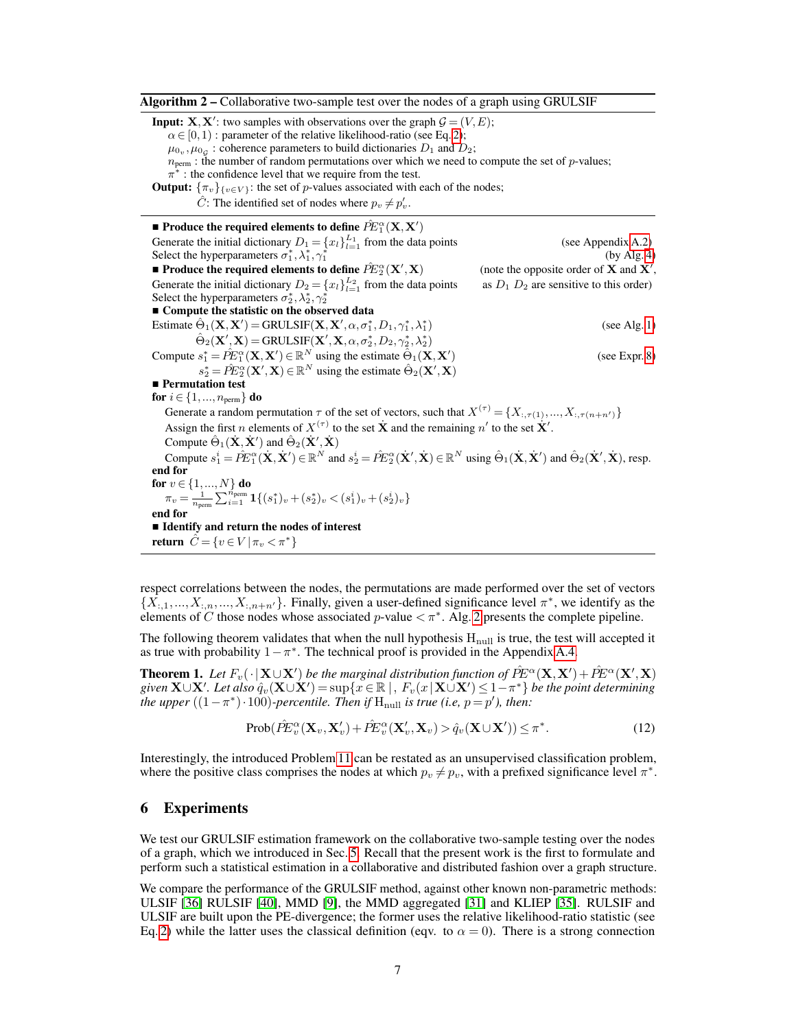**Algorithm 2 –** Collaborative two-sample test over the nodes of a graph using GRULSIF

**Input:** $\mathbf{X}, \mathbf{X}'$: two samples with observations over the graph $\mathcal{G} = (V, E)$;
$\alpha \in [0, 1)$ : parameter of the relative likelihood-ratio (see Eq. 2);
$\mu_{0_v}, \mu_{0_\mathcal{G}}$ : coherence parameters to build dictionaries $D_1$ and $D_2$;
$n_{\text{perm}}$ : the number of random permutations over which we need to compute the set of $p$-values;
$\pi^*$ : the confidence level that we require from the test.
**Output:** $\{\pi_v\}_{\{v \in V\}}$: the set of $p$-values associated with each of the nodes;
$\hat{C}$: The identified set of nodes where $p_v \neq p'_v$.

■ **Produce the required elements to define $\hat{PE}_1^\alpha(\mathbf{X}, \mathbf{X}')$**
Generate the initial dictionary $D_1 = \{x_l\}_{l=1}^{L_1}$ from the data points (see Appendix A.2)
Select the hyperparameters $\sigma_1^*, \lambda_1^*, \gamma_1^*$ (by Alg. 4)
■ **Produce the required elements to define $\hat{PE}_2^\alpha(\mathbf{X}', \mathbf{X})$** (note the opposite order of $\mathbf{X}$ and $\mathbf{X}'$,
Generate the initial dictionary $D_2 = \{x_l\}_{l=1}^{L_2}$ from the data points as $D_1$ $D_2$ are sensitive to this order)
Select the hyperparameters $\sigma_2^*, \lambda_2^*, \gamma_2^*$
■ **Compute the statistic on the observed data**
Estimate $\hat{\Theta}_1(\mathbf{X}, \mathbf{X}') = \text{GRULSIF}(\mathbf{X}, \mathbf{X}', \alpha, \sigma_1^*, D_1, \gamma_1^*, \lambda_1^*)$ (see Alg. 1)
$\hat{\Theta}_2(\mathbf{X}', \mathbf{X}) = \text{GRULSIF}(\mathbf{X}', \mathbf{X}, \alpha, \sigma_2^*, D_2, \gamma_2^*, \lambda_2^*)$
Compute $s_1^* = \hat{PE}_1^\alpha(\mathbf{X}, \mathbf{X}') \in \mathbb{R}^N$ using the estimate $\hat{\Theta}_1(\mathbf{X}, \mathbf{X}')$ (see Expr. 8)
$s_2^* = \hat{PE}_2^\alpha(\mathbf{X}', \mathbf{X}) \in \mathbb{R}^N$ using the estimate $\hat{\Theta}_2(\mathbf{X}', \mathbf{X})$
■ **Permutation test**
**for** $i \in \{1, ..., n_{\text{perm}}\}$ **do**
  Generate a random permutation $\tau$ of the set of vectors, such that $X^{(\tau)} = \{X_{:,\tau(1)}, ..., X_{:,\tau(n+n')}\}$
  Assign the first $n$ elements of $X^{(\tau)}$ to the set $\dot{\mathbf{X}}$ and the remaining $n'$ to the set $\dot{\mathbf{X}}'$.
  Compute $\hat{\Theta}_1(\dot{\mathbf{X}}, \dot{\mathbf{X}}')$ and $\hat{\Theta}_2(\dot{\mathbf{X}}', \dot{\mathbf{X}})$
  Compute $s_1^i = \hat{PE}_1^\alpha(\dot{\mathbf{X}}, \dot{\mathbf{X}}') \in \mathbb{R}^N$ and $s_2^i = \hat{PE}_2^\alpha(\dot{\mathbf{X}}', \dot{\mathbf{X}}) \in \mathbb{R}^N$ using $\hat{\Theta}_1(\dot{\mathbf{X}}, \dot{\mathbf{X}}')$ and $\hat{\Theta}_2(\dot{\mathbf{X}}', \dot{\mathbf{X}})$, resp.
**end for**
**for** $v \in \{1, ..., N\}$ **do**
  $\pi_v = \frac{1}{n_{\text{perm}}} \sum_{i=1}^{n_{\text{perm}}} \mathbf{1}\{(s_1^*)_v + (s_2^*)_v < (s_1^i)_v + (s_2^i)_v\}$
**end for**
■ **Identify and return the nodes of interest**
**return** $\hat{C} = \{v \in V \,|\, \pi_v < \pi^*\}$

respect correlations between the nodes, the permutations are made performed over the set of vectors $\{X_{:,1}, ..., X_{:,n}, ..., X_{:,n+n'}\}$. Finally, given a user-defined significance level $\pi^*$, we identify as the elements of $C$ those nodes whose associated $p$-value $< \pi^*$. Alg. 2 presents the complete pipeline.

The following theorem validates that when the null hypothesis $\text{H}_{\text{null}}$ is true, the test will accepted it as true with probability $1 - \pi^*$. The technical proof is provided in the Appendix A.4.

**Theorem 1.** *Let $F_v(\cdot \,|\, \mathbf{X} \cup \mathbf{X}')$ be the marginal distribution function of $\hat{PE}^\alpha(\mathbf{X}, \mathbf{X}') + \hat{PE}^\alpha(\mathbf{X}', \mathbf{X})$ given $\mathbf{X} \cup \mathbf{X}'$. Let also $\hat{q}_v(\mathbf{X} \cup \mathbf{X}') = \sup\{x \in \mathbb{R} \,|\, , \, F_v(x \,|\, \mathbf{X} \cup \mathbf{X}') \leq 1 - \pi^*\}$ be the point determining the upper $((1 - \pi^*) \cdot 100)$-percentile. Then if $\text{H}_{\text{null}}$ is true (i.e, $p = p'$), then:*

$$\text{Prob}(\hat{PE}_v^\alpha(\mathbf{X}_v, \mathbf{X}'_v) + \hat{PE}_v^\alpha(\mathbf{X}'_v, \mathbf{X}_v) > \hat{q}_v(\mathbf{X} \cup \mathbf{X}')) \leq \pi^*. \tag{12}$$

Interestingly, the introduced Problem 11 can be restated as an unsupervised classification problem, where the positive class comprises the nodes at which $p_v \neq p_v$, with a prefixed significance level $\pi^*$.

## 6 Experiments

We test our GRULSIF estimation framework on the collaborative two-sample testing over the nodes of a graph, which we introduced in Sec. 5. Recall that the present work is the first to formulate and perform such a statistical estimation in a collaborative and distributed fashion over a graph structure.

We compare the performance of the GRULSIF method, against other known non-parametric methods: ULSIF [36] RULSIF [40], MMD [9], the MMD aggregated [31] and KLIEP [35]. RULSIF and ULSIF are built upon the PE-divergence; the former uses the relative likelihood-ratio statistic (see Eq. 2) while the latter uses the classical definition (eqv. to $\alpha = 0$). There is a strong connection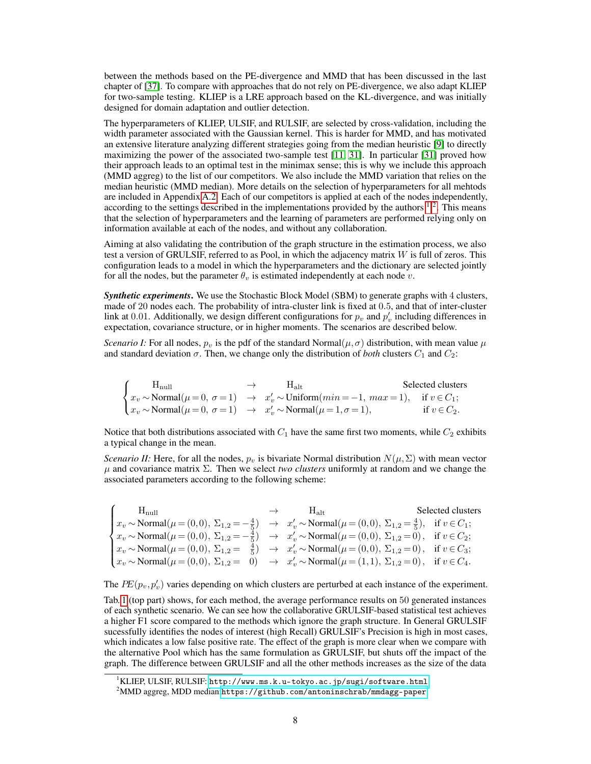between the methods based on the PE-divergence and MMD that has been discussed in the last chapter of [37]. To compare with approaches that do not rely on PE-divergence, we also adapt KLIEP for two-sample testing. KLIEP is a LRE approach based on the KL-divergence, and was initially designed for domain adaptation and outlier detection.

The hyperparameters of KLIEP, ULSIF, and RULSIF, are selected by cross-validation, including the width parameter associated with the Gaussian kernel. This is harder for MMD, and has motivated an extensive literature analyzing different strategies going from the median heuristic [9] to directly maximizing the power of the associated two-sample test [11, 31]. In particular [31] proved how their approach leads to an optimal test in the minimax sense; this is why we include this approach (MMD aggreg) to the list of our competitors. We also include the MMD variation that relies on the median heuristic (MMD median). More details on the selection of hyperparameters for all mehtods are included in Appendix A.2. Each of our competitors is applied at each of the nodes independently, according to the settings described in the implementations provided by the authors [1][2]. This means that the selection of hyperparameters and the learning of parameters are performed relying only on information available at each of the nodes, and without any collaboration.

Aiming at also validating the contribution of the graph structure in the estimation process, we also test a version of GRULSIF, referred to as Pool, in which the adjacency matrix $W$ is full of zeros. This configuration leads to a model in which the hyperparameters and the dictionary are selected jointly for all the nodes, but the parameter $\theta_v$ is estimated independently at each node $v$.

***Synthetic experiments*.** We use the Stochastic Block Model (SBM) to generate graphs with 4 clusters, made of 20 nodes each. The probability of intra-cluster link is fixed at 0.5, and that of inter-cluster link at 0.01. Additionally, we design different configurations for $p_v$ and $p'_v$ including differences in expectation, covariance structure, or in higher moments. The scenarios are described below.

*Scenario I:* For all nodes, $p_v$ is the pdf of the standard Normal$(\mu, \sigma)$ distribution, with mean value $\mu$ and standard deviation $\sigma$. Then, we change only the distribution of *both* clusters $C_1$ and $C_2$:

$$
\begin{cases}
\quad\text{H}_{\text{null}} & \rightarrow \quad\quad \text{H}_{\text{alt}} & \quad\quad\text{Selected clusters} \\
x_v \sim \text{Normal}(\mu=0,\, \sigma=1) & \rightarrow \;\; x'_v \sim \text{Uniform}(min=-1,\, max=1), & \text{if } v \in C_1; \\
x_v \sim \text{Normal}(\mu=0,\, \sigma=1) & \rightarrow \;\; x'_v \sim \text{Normal}(\mu=1, \sigma=1), & \text{if } v \in C_2.
\end{cases}
$$

Notice that both distributions associated with $C_1$ have the same first two moments, while $C_2$ exhibits a typical change in the mean.

*Scenario II:* Here, for all the nodes, $p_v$ is bivariate Normal distribution $N(\mu, \Sigma)$ with mean vector $\mu$ and covariance matrix $\Sigma$. Then we select *two clusters* uniformly at random and we change the associated parameters according to the following scheme:

$$
\begin{cases}
\quad\text{H}_{\text{null}} & \rightarrow \quad\quad \text{H}_{\text{alt}} & \quad\text{Selected clusters} \\
x_v \sim \text{Normal}(\mu=(0,0),\, \Sigma_{1,2}=-\frac{4}{5}) & \rightarrow \;\; x'_v \sim \text{Normal}(\mu=(0,0),\, \Sigma_{1,2}=\frac{4}{5}), & \text{if } v \in C_1; \\
x_v \sim \text{Normal}(\mu=(0,0),\, \Sigma_{1,2}=-\frac{4}{5}) & \rightarrow \;\; x'_v \sim \text{Normal}(\mu=(0,0),\, \Sigma_{1,2}=0), & \text{if } v \in C_2; \\
x_v \sim \text{Normal}(\mu=(0,0),\, \Sigma_{1,2}=\;\;\frac{4}{5}) & \rightarrow \;\; x'_v \sim \text{Normal}(\mu=(0,0),\, \Sigma_{1,2}=0), & \text{if } v \in C_3; \\
x_v \sim \text{Normal}(\mu=(0,0),\, \Sigma_{1,2}=\;\;0) & \rightarrow \;\; x'_v \sim \text{Normal}(\mu=(1,1),\, \Sigma_{1,2}=0), & \text{if } v \in C_4.
\end{cases}
$$

The $PE(p_v, p'_v)$ varies depending on which clusters are perturbed at each instance of the experiment.

Tab. 1 (top part) shows, for each method, the average performance results on 50 generated instances of each synthetic scenario. We can see how the collaborative GRULSIF-based statistical test achieves a higher F1 score compared to the methods which ignore the graph structure. In General GRULSIF sucessfully identifies the nodes of interest (high Recall) GRULSIF's Precision is high in most cases, which indicates a low false positive rate. The effect of the graph is more clear when we compare with the alternative Pool which has the same formulation as GRULSIF, but shuts off the impact of the graph. The difference between GRULSIF and all the other methods increases as the size of the data

[1] KLIEP, ULSIF, RULSIF: http://www.ms.k.u-tokyo.ac.jp/sugi/software.html

[2] MMD aggreg, MDD median:https://github.com/antoninschrab/mmdagg-paper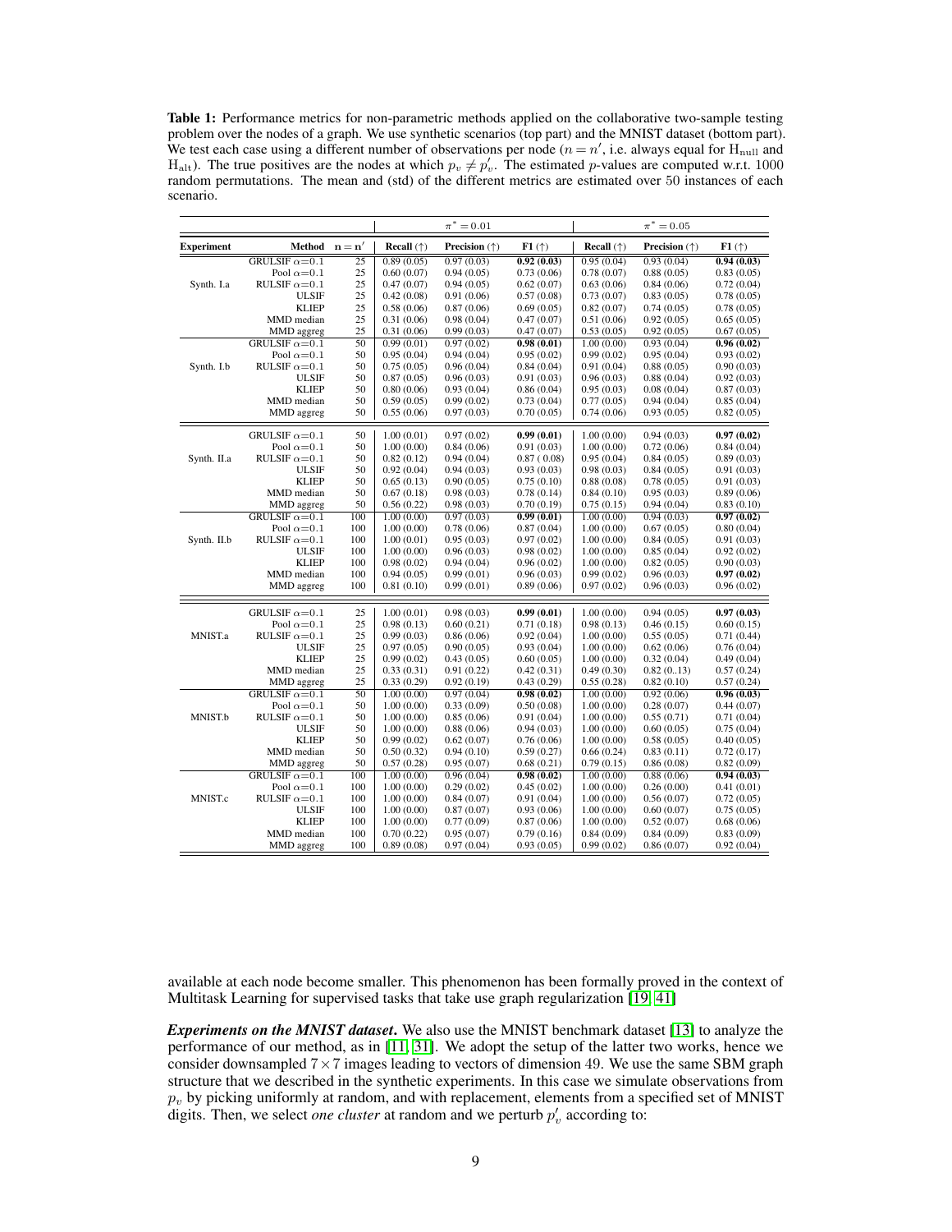**Table 1:** Performance metrics for non-parametric methods applied on the collaborative two-sample testing problem over the nodes of a graph. We use synthetic scenarios (top part) and the MNIST dataset (bottom part). We test each case using a different number of observations per node ($n = n'$, i.e. always equal for $\mathrm{H}_{\mathrm{null}}$ and $\mathrm{H}_{\mathrm{alt}}$). The true positives are the nodes at which $p_v \neq p'_v$. The estimated $p$-values are computed w.r.t. 1000 random permutations. The mean and (std) of the different metrics are estimated over 50 instances of each scenario.

| | | | $\pi^* = 0.01$ | | | $\pi^* = 0.05$ | | |
|---|---|---|---|---|---|---|---|---|
| **Experiment** | **Method** | $\mathbf{n} = \mathbf{n'}$ | **Recall** (↑) | **Precision** (↑) | **F1** (↑) | **Recall** (↑) | **Precision** (↑) | **F1** (↑) |
| Synth. I.a | GRULSIF $\alpha$=0.1 | 25 | 0.89 (0.05) | 0.97 (0.03) | **0.92 (0.03)** | 0.95 (0.04) | 0.93 (0.04) | **0.94 (0.03)** |
| | Pool $\alpha$=0.1 | 25 | 0.60 (0.07) | 0.94 (0.05) | 0.73 (0.06) | 0.78 (0.07) | 0.88 (0.05) | 0.83 (0.05) |
| | RULSIF $\alpha$=0.1 | 25 | 0.47 (0.07) | 0.94 (0.05) | 0.62 (0.07) | 0.63 (0.06) | 0.84 (0.06) | 0.72 (0.04) |
| | ULSIF | 25 | 0.42 (0.08) | 0.91 (0.06) | 0.57 (0.08) | 0.73 (0.07) | 0.83 (0.05) | 0.78 (0.05) |
| | KLIEP | 25 | 0.58 (0.06) | 0.87 (0.06) | 0.69 (0.05) | 0.82 (0.07) | 0.74 (0.05) | 0.78 (0.05) |
| | MMD median | 25 | 0.31 (0.06) | 0.98 (0.04) | 0.47 (0.07) | 0.51 (0.06) | 0.92 (0.05) | 0.65 (0.05) |
| | MMD aggreg | 25 | 0.31 (0.06) | 0.99 (0.03) | 0.47 (0.07) | 0.53 (0.05) | 0.92 (0.05) | 0.67 (0.05) |
| Synth. I.b | GRULSIF $\alpha$=0.1 | 50 | 0.99 (0.01) | 0.97 (0.02) | **0.98 (0.01)** | 1.00 (0.00) | 0.93 (0.04) | **0.96 (0.02)** |
| | Pool $\alpha$=0.1 | 50 | 0.95 (0.04) | 0.94 (0.04) | 0.95 (0.02) | 0.99 (0.02) | 0.95 (0.04) | 0.93 (0.02) |
| | RULSIF $\alpha$=0.1 | 50 | 0.75 (0.05) | 0.96 (0.04) | 0.84 (0.04) | 0.91 (0.04) | 0.88 (0.05) | 0.90 (0.03) |
| | ULSIF | 50 | 0.87 (0.05) | 0.96 (0.03) | 0.91 (0.03) | 0.96 (0.03) | 0.88 (0.04) | 0.92 (0.03) |
| | KLIEP | 50 | 0.80 (0.06) | 0.93 (0.04) | 0.86 (0.04) | 0.95 (0.03) | 0.08 (0.04) | 0.87 (0.03) |
| | MMD median | 50 | 0.59 (0.05) | 0.99 (0.02) | 0.73 (0.04) | 0.77 (0.05) | 0.94 (0.04) | 0.85 (0.04) |
| | MMD aggreg | 50 | 0.55 (0.06) | 0.97 (0.03) | 0.70 (0.05) | 0.74 (0.06) | 0.93 (0.05) | 0.82 (0.05) |
| Synth. II.a | GRULSIF $\alpha$=0.1 | 50 | 1.00 (0.01) | 0.97 (0.02) | **0.99 (0.01)** | 1.00 (0.00) | 0.94 (0.03) | **0.97 (0.02)** |
| | Pool $\alpha$=0.1 | 50 | 1.00 (0.00) | 0.84 (0.06) | 0.91 (0.03) | 1.00 (0.00) | 0.72 (0.06) | 0.84 (0.04) |
| | RULSIF $\alpha$=0.1 | 50 | 0.82 (0.12) | 0.94 (0.04) | 0.87 ( 0.08) | 0.95 (0.04) | 0.84 (0.05) | 0.89 (0.03) |
| | ULSIF | 50 | 0.92 (0.04) | 0.94 (0.03) | 0.93 (0.03) | 0.98 (0.03) | 0.84 (0.05) | 0.91 (0.03) |
| | KLIEP | 50 | 0.65 (0.13) | 0.90 (0.05) | 0.75 (0.10) | 0.88 (0.08) | 0.78 (0.05) | 0.91 (0.03) |
| | MMD median | 50 | 0.67 (0.18) | 0.98 (0.03) | 0.78 (0.14) | 0.84 (0.10) | 0.95 (0.03) | 0.89 (0.06) |
| | MMD aggreg | 50 | 0.56 (0.22) | 0.98 (0.03) | 0.70 (0.19) | 0.75 (0.15) | 0.94 (0.04) | 0.83 (0.10) |
| Synth. II.b | GRULSIF $\alpha$=0.1 | 100 | 1.00 (0.00) | 0.97 (0.03) | **0.99 (0.01)** | 1.00 (0.00) | 0.94 (0.03) | **0.97 (0.02)** |
| | Pool $\alpha$=0.1 | 100 | 1.00 (0.00) | 0.78 (0.06) | 0.87 (0.04) | 1.00 (0.00) | 0.67 (0.05) | 0.80 (0.04) |
| | RULSIF $\alpha$=0.1 | 100 | 1.00 (0.01) | 0.95 (0.03) | 0.97 (0.02) | 1.00 (0.00) | 0.84 (0.05) | 0.91 (0.03) |
| | ULSIF | 100 | 1.00 (0.00) | 0.96 (0.03) | 0.98 (0.02) | 1.00 (0.00) | 0.85 (0.04) | 0.92 (0.02) |
| | KLIEP | 100 | 0.98 (0.02) | 0.94 (0.04) | 0.96 (0.02) | 1.00 (0.00) | 0.82 (0.05) | 0.90 (0.03) |
| | MMD median | 100 | 0.94 (0.05) | 0.99 (0.01) | 0.96 (0.03) | 0.99 (0.02) | 0.96 (0.03) | **0.97 (0.02)** |
| | MMD aggreg | 100 | 0.81 (0.10) | 0.99 (0.01) | 0.89 (0.06) | 0.97 (0.02) | 0.96 (0.03) | 0.96 (0.02) |
| MNIST.a | GRULSIF $\alpha$=0.1 | 25 | 1.00 (0.01) | 0.98 (0.03) | **0.99 (0.01)** | 1.00 (0.00) | 0.94 (0.05) | **0.97 (0.03)** |
| | Pool $\alpha$=0.1 | 25 | 0.98 (0.13) | 0.60 (0.21) | 0.71 (0.18) | 0.98 (0.13) | 0.46 (0.15) | 0.60 (0.15) |
| | RULSIF $\alpha$=0.1 | 25 | 0.99 (0.03) | 0.86 (0.06) | 0.92 (0.04) | 1.00 (0.00) | 0.55 (0.05) | 0.71 (0.44) |
| | ULSIF | 25 | 0.97 (0.05) | 0.90 (0.05) | 0.93 (0.04) | 1.00 (0.00) | 0.62 (0.06) | 0.76 (0.04) |
| | KLIEP | 25 | 0.99 (0.02) | 0.43 (0.05) | 0.60 (0.05) | 1.00 (0.00) | 0.32 (0.04) | 0.49 (0.04) |
| | MMD median | 25 | 0.33 (0.31) | 0.91 (0.22) | 0.42 (0.31) | 0.49 (0.30) | 0.82 (0..13) | 0.57 (0.24) |
| | MMD aggreg | 25 | 0.33 (0.29) | 0.92 (0.19) | 0.43 (0.29) | 0.55 (0.28) | 0.82 (0.10) | 0.57 (0.24) |
| MNIST.b | GRULSIF $\alpha$=0.1 | 50 | 1.00 (0.00) | 0.97 (0.04) | **0.98 (0.02)** | 1.00 (0.00) | 0.92 (0.06) | **0.96 (0.03)** |
| | Pool $\alpha$=0.1 | 50 | 1.00 (0.00) | 0.33 (0.09) | 0.50 (0.08) | 1.00 (0.00) | 0.28 (0.07) | 0.44 (0.07) |
| | RULSIF $\alpha$=0.1 | 50 | 1.00 (0.00) | 0.85 (0.06) | 0.91 (0.04) | 1.00 (0.00) | 0.55 (0.71) | 0.71 (0.04) |
| | ULSIF | 50 | 1.00 (0.00) | 0.88 (0.06) | 0.94 (0.03) | 1.00 (0.00) | 0.60 (0.05) | 0.75 (0.04) |
| | KLIEP | 50 | 0.99 (0.02) | 0.62 (0.07) | 0.76 (0.06) | 1.00 (0.00) | 0.58 (0.05) | 0.40 (0.05) |
| | MMD median | 50 | 0.50 (0.32) | 0.94 (0.10) | 0.59 (0.27) | 0.66 (0.24) | 0.83 (0.11) | 0.72 (0.17) |
| | MMD aggreg | 50 | 0.57 (0.28) | 0.95 (0.07) | 0.68 (0.21) | 0.79 (0.15) | 0.86 (0.08) | 0.82 (0.09) |
| MNIST.c | GRULSIF $\alpha$=0.1 | 100 | 1.00 (0.00) | 0.96 (0.04) | **0.98 (0.02)** | 1.00 (0.00) | 0.88 (0.06) | **0.94 (0.03)** |
| | Pool $\alpha$=0.1 | 100 | 1.00 (0.00) | 0.29 (0.02) | 0.45 (0.02) | 1.00 (0.00) | 0.26 (0.00) | 0.41 (0.01) |
| | RULSIF $\alpha$=0.1 | 100 | 1.00 (0.00) | 0.84 (0.07) | 0.91 (0.04) | 1.00 (0.00) | 0.56 (0.07) | 0.72 (0.05) |
| | ULSIF | 100 | 1.00 (0.00) | 0.87 (0.07) | 0.93 (0.06) | 1.00 (0.00) | 0.60 (0.07) | 0.75 (0.05) |
| | KLIEP | 100 | 1.00 (0.00) | 0.77 (0.09) | 0.87 (0.06) | 1.00 (0.00) | 0.52 (0.07) | 0.68 (0.06) |
| | MMD median | 100 | 0.70 (0.22) | 0.95 (0.07) | 0.79 (0.16) | 0.84 (0.09) | 0.84 (0.09) | 0.83 (0.09) |
| | MMD aggreg | 100 | 0.89 (0.08) | 0.97 (0.04) | 0.93 (0.05) | 0.99 (0.02) | 0.86 (0.07) | 0.92 (0.04) |

available at each node become smaller. This phenomenon has been formally proved in the context of Multitask Learning for supervised tasks that take use graph regularization [19, 41]

***Experiments on the MNIST dataset*.** We also use the MNIST benchmark dataset [13] to analyze the performance of our method, as in [11, 31]. We adopt the setup of the latter two works, hence we consider downsampled $7 \times 7$ images leading to vectors of dimension 49. We use the same SBM graph structure that we described in the synthetic experiments. In this case we simulate observations from $p_v$ by picking uniformly at random, and with replacement, elements from a specified set of MNIST digits. Then, we select *one cluster* at random and we perturb $p'_v$ according to: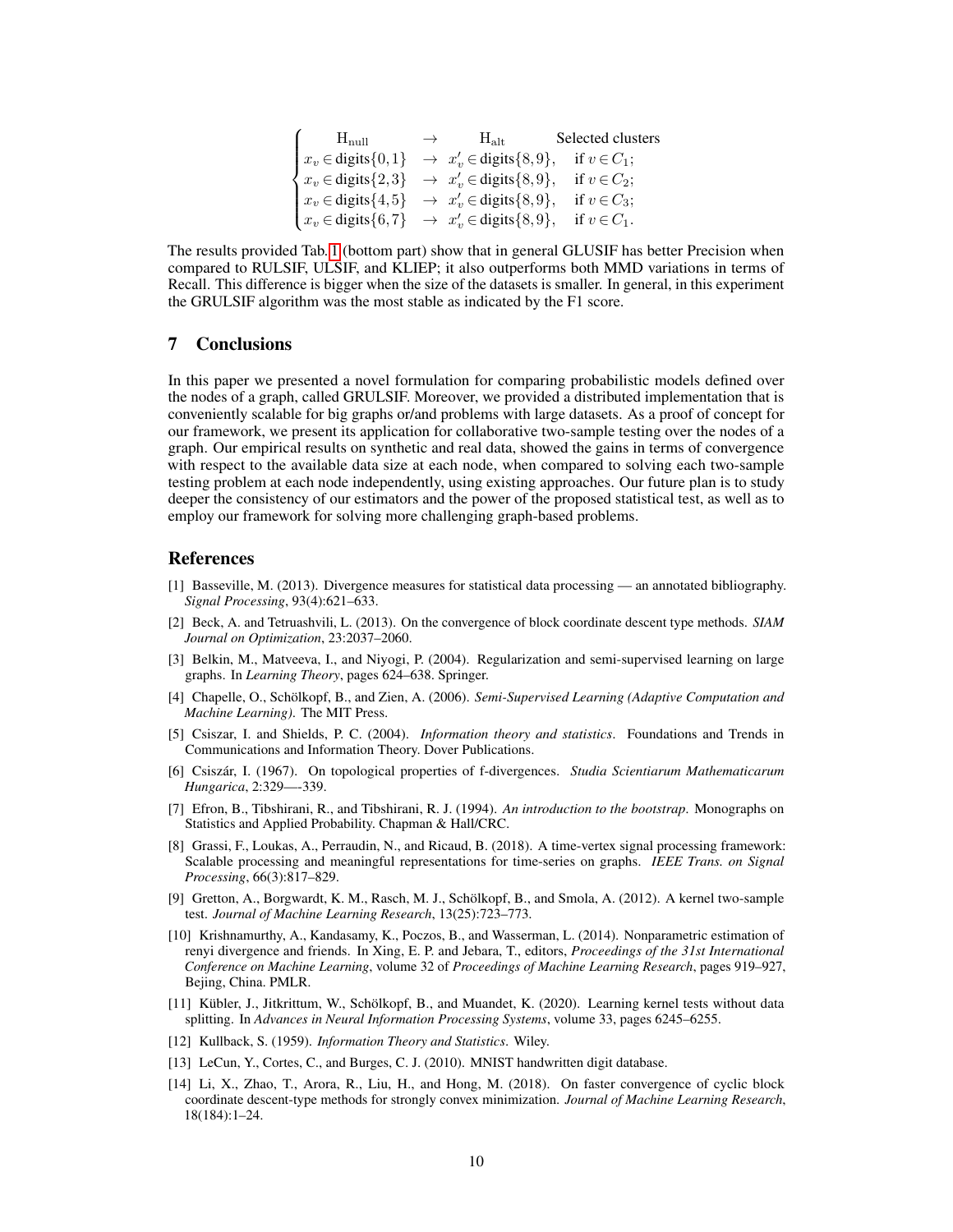$$
\begin{cases}
\quad \mathrm{H}_{\text{null}} & \rightarrow \quad \mathrm{H}_{\text{alt}} \quad \text{Selected clusters} \\
x_v \in \text{digits}\{0,1\} & \rightarrow \ x'_v \in \text{digits}\{8,9\}, \quad \text{if } v \in C_1; \\
x_v \in \text{digits}\{2,3\} & \rightarrow \ x'_v \in \text{digits}\{8,9\}, \quad \text{if } v \in C_2; \\
x_v \in \text{digits}\{4,5\} & \rightarrow \ x'_v \in \text{digits}\{8,9\}, \quad \text{if } v \in C_3; \\
x_v \in \text{digits}\{6,7\} & \rightarrow \ x'_v \in \text{digits}\{8,9\}, \quad \text{if } v \in C_1.
\end{cases}
$$

The results provided Tab. 1 (bottom part) show that in general GLUSIF has better Precision when compared to RULSIF, ULSIF, and KLIEP; it also outperforms both MMD variations in terms of Recall. This difference is bigger when the size of the datasets is smaller. In general, in this experiment the GRULSIF algorithm was the most stable as indicated by the F1 score.

## 7 Conclusions

In this paper we presented a novel formulation for comparing probabilistic models defined over the nodes of a graph, called GRULSIF. Moreover, we provided a distributed implementation that is conveniently scalable for big graphs or/and problems with large datasets. As a proof of concept for our framework, we present its application for collaborative two-sample testing over the nodes of a graph. Our empirical results on synthetic and real data, showed the gains in terms of convergence with respect to the available data size at each node, when compared to solving each two-sample testing problem at each node independently, using existing approaches. Our future plan is to study deeper the consistency of our estimators and the power of the proposed statistical test, as well as to employ our framework for solving more challenging graph-based problems.

## References

[1] Basseville, M. (2013). Divergence measures for statistical data processing — an annotated bibliography. *Signal Processing*, 93(4):621–633.

[2] Beck, A. and Tetruashvili, L. (2013). On the convergence of block coordinate descent type methods. *SIAM Journal on Optimization*, 23:2037–2060.

[3] Belkin, M., Matveeva, I., and Niyogi, P. (2004). Regularization and semi-supervised learning on large graphs. In *Learning Theory*, pages 624–638. Springer.

[4] Chapelle, O., Schölkopf, B., and Zien, A. (2006). *Semi-Supervised Learning (Adaptive Computation and Machine Learning).* The MIT Press.

[5] Csiszar, I. and Shields, P. C. (2004). *Information theory and statistics*. Foundations and Trends in Communications and Information Theory. Dover Publications.

[6] Csiszár, I. (1967). On topological properties of f-divergences. *Studia Scientiarum Mathematicarum Hungarica*, 2:329—-339.

[7] Efron, B., Tibshirani, R., and Tibshirani, R. J. (1994). *An introduction to the bootstrap*. Monographs on Statistics and Applied Probability. Chapman & Hall/CRC.

[8] Grassi, F., Loukas, A., Perraudin, N., and Ricaud, B. (2018). A time-vertex signal processing framework: Scalable processing and meaningful representations for time-series on graphs. *IEEE Trans. on Signal Processing*, 66(3):817–829.

[9] Gretton, A., Borgwardt, K. M., Rasch, M. J., Schölkopf, B., and Smola, A. (2012). A kernel two-sample test. *Journal of Machine Learning Research*, 13(25):723–773.

[10] Krishnamurthy, A., Kandasamy, K., Poczos, B., and Wasserman, L. (2014). Nonparametric estimation of renyi divergence and friends. In Xing, E. P. and Jebara, T., editors, *Proceedings of the 31st International Conference on Machine Learning*, volume 32 of *Proceedings of Machine Learning Research*, pages 919–927, Bejing, China. PMLR.

[11] Kübler, J., Jitkrittum, W., Schölkopf, B., and Muandet, K. (2020). Learning kernel tests without data splitting. In *Advances in Neural Information Processing Systems*, volume 33, pages 6245–6255.

[12] Kullback, S. (1959). *Information Theory and Statistics*. Wiley.

[13] LeCun, Y., Cortes, C., and Burges, C. J. (2010). MNIST handwritten digit database.

[14] Li, X., Zhao, T., Arora, R., Liu, H., and Hong, M. (2018). On faster convergence of cyclic block coordinate descent-type methods for strongly convex minimization. *Journal of Machine Learning Research*, 18(184):1–24.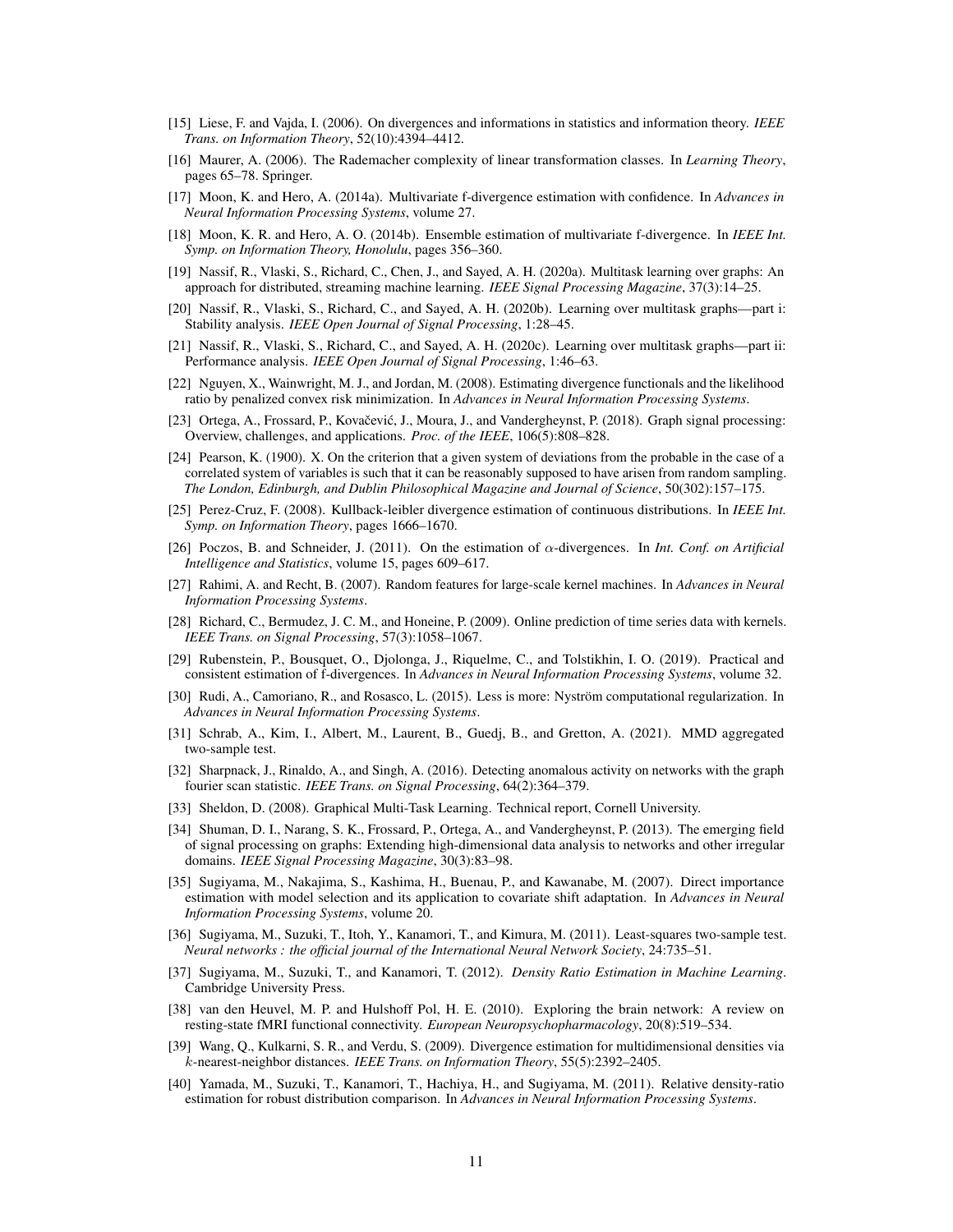[15] Liese, F. and Vajda, I. (2006). On divergences and informations in statistics and information theory. *IEEE Trans. on Information Theory*, 52(10):4394–4412.

[16] Maurer, A. (2006). The Rademacher complexity of linear transformation classes. In *Learning Theory*, pages 65–78. Springer.

[17] Moon, K. and Hero, A. (2014a). Multivariate f-divergence estimation with confidence. In *Advances in Neural Information Processing Systems*, volume 27.

[18] Moon, K. R. and Hero, A. O. (2014b). Ensemble estimation of multivariate f-divergence. In *IEEE Int. Symp. on Information Theory, Honolulu*, pages 356–360.

[19] Nassif, R., Vlaski, S., Richard, C., Chen, J., and Sayed, A. H. (2020a). Multitask learning over graphs: An approach for distributed, streaming machine learning. *IEEE Signal Processing Magazine*, 37(3):14–25.

[20] Nassif, R., Vlaski, S., Richard, C., and Sayed, A. H. (2020b). Learning over multitask graphs—part i: Stability analysis. *IEEE Open Journal of Signal Processing*, 1:28–45.

[21] Nassif, R., Vlaski, S., Richard, C., and Sayed, A. H. (2020c). Learning over multitask graphs—part ii: Performance analysis. *IEEE Open Journal of Signal Processing*, 1:46–63.

[22] Nguyen, X., Wainwright, M. J., and Jordan, M. (2008). Estimating divergence functionals and the likelihood ratio by penalized convex risk minimization. In *Advances in Neural Information Processing Systems*.

[23] Ortega, A., Frossard, P., Kovačević, J., Moura, J., and Vandergheynst, P. (2018). Graph signal processing: Overview, challenges, and applications. *Proc. of the IEEE*, 106(5):808–828.

[24] Pearson, K. (1900). X. On the criterion that a given system of deviations from the probable in the case of a correlated system of variables is such that it can be reasonably supposed to have arisen from random sampling. *The London, Edinburgh, and Dublin Philosophical Magazine and Journal of Science*, 50(302):157–175.

[25] Perez-Cruz, F. (2008). Kullback-leibler divergence estimation of continuous distributions. In *IEEE Int. Symp. on Information Theory*, pages 1666–1670.

[26] Poczos, B. and Schneider, J. (2011). On the estimation of $\alpha$-divergences. In *Int. Conf. on Artificial Intelligence and Statistics*, volume 15, pages 609–617.

[27] Rahimi, A. and Recht, B. (2007). Random features for large-scale kernel machines. In *Advances in Neural Information Processing Systems*.

[28] Richard, C., Bermudez, J. C. M., and Honeine, P. (2009). Online prediction of time series data with kernels. *IEEE Trans. on Signal Processing*, 57(3):1058–1067.

[29] Rubenstein, P., Bousquet, O., Djolonga, J., Riquelme, C., and Tolstikhin, I. O. (2019). Practical and consistent estimation of f-divergences. In *Advances in Neural Information Processing Systems*, volume 32.

[30] Rudi, A., Camoriano, R., and Rosasco, L. (2015). Less is more: Nyström computational regularization. In *Advances in Neural Information Processing Systems*.

[31] Schrab, A., Kim, I., Albert, M., Laurent, B., Guedj, B., and Gretton, A. (2021). MMD aggregated two-sample test.

[32] Sharpnack, J., Rinaldo, A., and Singh, A. (2016). Detecting anomalous activity on networks with the graph fourier scan statistic. *IEEE Trans. on Signal Processing*, 64(2):364–379.

[33] Sheldon, D. (2008). Graphical Multi-Task Learning. Technical report, Cornell University.

[34] Shuman, D. I., Narang, S. K., Frossard, P., Ortega, A., and Vandergheynst, P. (2013). The emerging field of signal processing on graphs: Extending high-dimensional data analysis to networks and other irregular domains. *IEEE Signal Processing Magazine*, 30(3):83–98.

[35] Sugiyama, M., Nakajima, S., Kashima, H., Buenau, P., and Kawanabe, M. (2007). Direct importance estimation with model selection and its application to covariate shift adaptation. In *Advances in Neural Information Processing Systems*, volume 20.

[36] Sugiyama, M., Suzuki, T., Itoh, Y., Kanamori, T., and Kimura, M. (2011). Least-squares two-sample test. *Neural networks : the official journal of the International Neural Network Society*, 24:735–51.

[37] Sugiyama, M., Suzuki, T., and Kanamori, T. (2012). *Density Ratio Estimation in Machine Learning*. Cambridge University Press.

[38] van den Heuvel, M. P. and Hulshoff Pol, H. E. (2010). Exploring the brain network: A review on resting-state fMRI functional connectivity. *European Neuropsychopharmacology*, 20(8):519–534.

[39] Wang, Q., Kulkarni, S. R., and Verdu, S. (2009). Divergence estimation for multidimensional densities via $k$-nearest-neighbor distances. *IEEE Trans. on Information Theory*, 55(5):2392–2405.

[40] Yamada, M., Suzuki, T., Kanamori, T., Hachiya, H., and Sugiyama, M. (2011). Relative density-ratio estimation for robust distribution comparison. In *Advances in Neural Information Processing Systems*.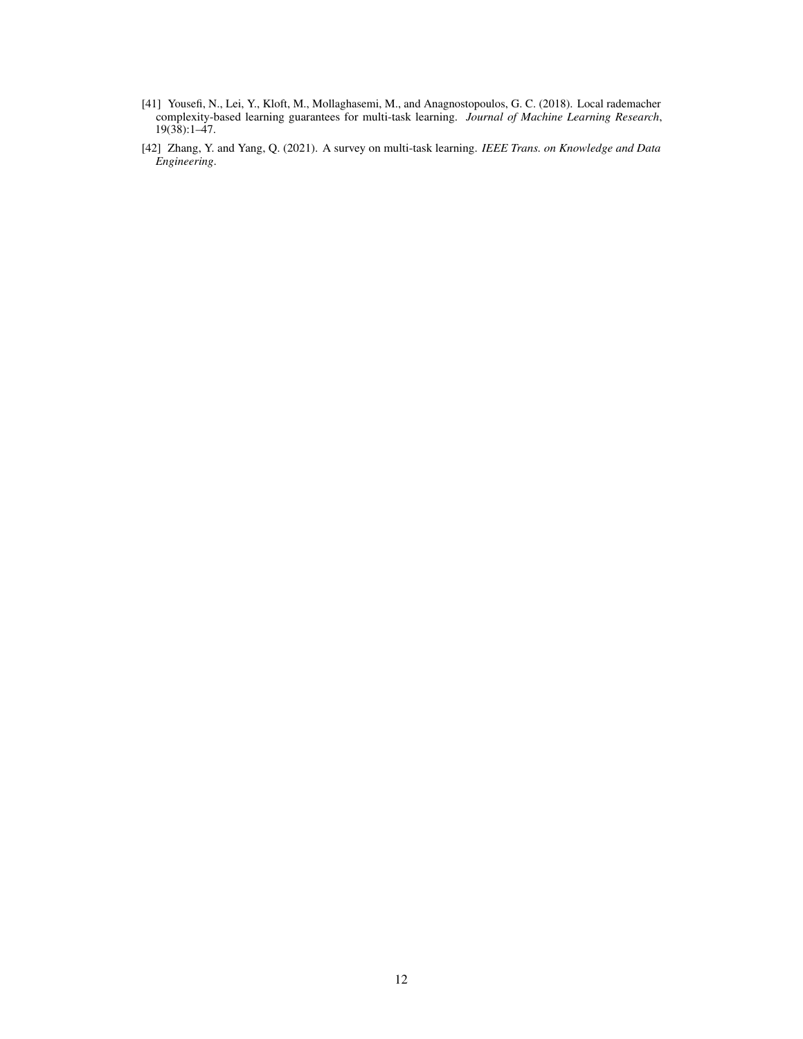[41] Yousefi, N., Lei, Y., Kloft, M., Mollaghasemi, M., and Anagnostopoulos, G. C. (2018). Local rademacher complexity-based learning guarantees for multi-task learning. *Journal of Machine Learning Research*, 19(38):1–47.

[42] Zhang, Y. and Yang, Q. (2021). A survey on multi-task learning. *IEEE Trans. on Knowledge and Data Engineering*.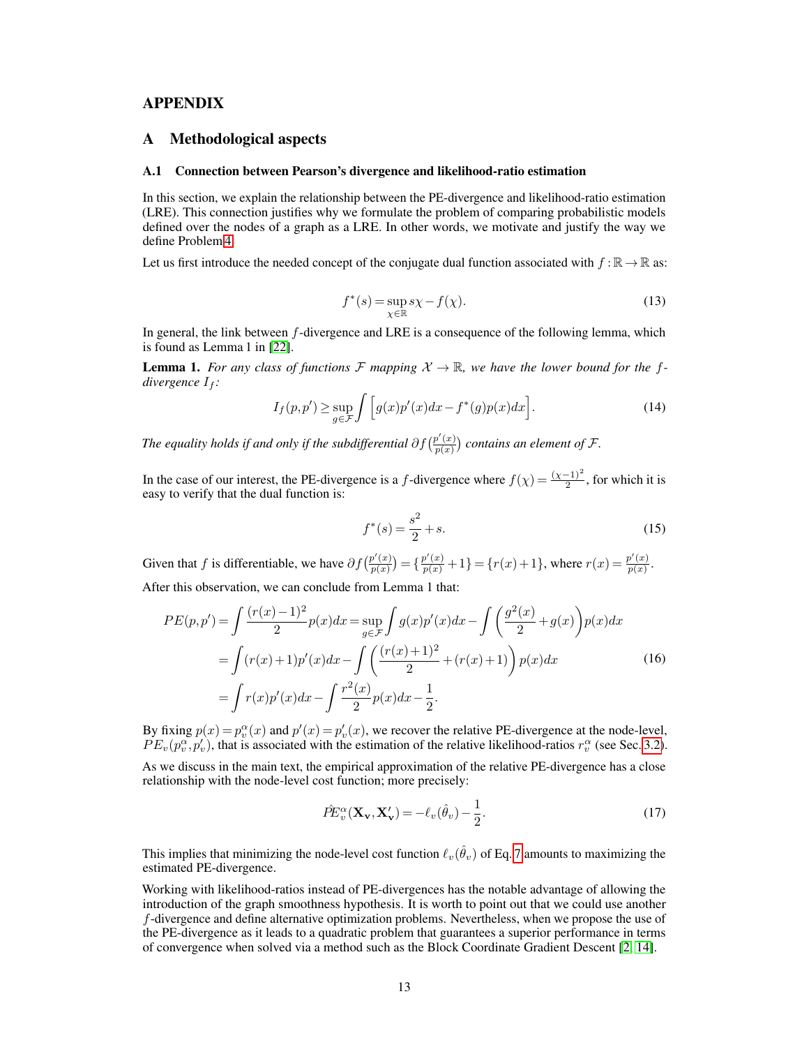# APPENDIX

## A Methodological aspects

### A.1 Connection between Pearson's divergence and likelihood-ratio estimation

In this section, we explain the relationship between the PE-divergence and likelihood-ratio estimation (LRE). This connection justifies why we formulate the problem of comparing probabilistic models defined over the nodes of a graph as a LRE. In other words, we motivate and justify the way we define Problem 4.

Let us first introduce the needed concept of the conjugate dual function associated with $f:\mathbb{R}\rightarrow\mathbb{R}$ as:

$$f^*(s) = \sup_{\chi\in\mathbb{R}} s\chi - f(\chi). \tag{13}$$

In general, the link between $f$-divergence and LRE is a consequence of the following lemma, which is found as Lemma 1 in [22].

**Lemma 1.** *For any class of functions $\mathcal{F}$ mapping $\mathcal{X}\rightarrow\mathbb{R}$, we have the lower bound for the $f$-divergence $I_f$:*

$$I_f(p,p') \geq \sup_{g\in\mathcal{F}} \int \Big[ g(x)p'(x)dx - f^*(g)p(x)dx \Big]. \tag{14}$$

*The equality holds if and only if the subdifferential $\partial f\big(\frac{p'(x)}{p(x)}\big)$ contains an element of $\mathcal{F}$.*

In the case of our interest, the PE-divergence is a $f$-divergence where $f(\chi)=\frac{(\chi-1)^2}{2}$, for which it is easy to verify that the dual function is:

$$f^*(s) = \frac{s^2}{2} + s. \tag{15}$$

Given that $f$ is differentiable, we have $\partial f\big(\frac{p'(x)}{p(x)}\big) = \{\frac{p'(x)}{p(x)}+1\} = \{r(x)+1\}$, where $r(x)=\frac{p'(x)}{p(x)}$.

After this observation, we can conclude from Lemma 1 that:

$$\begin{aligned}
PE(p,p') &= \int \frac{(r(x)-1)^2}{2} p(x)dx = \sup_{g\in\mathcal{F}} \int g(x)p'(x)dx - \int \left(\frac{g^2(x)}{2} + g(x)\right) p(x)dx \\
&= \int (r(x)+1)p'(x)dx - \int \left(\frac{(r(x)+1)^2}{2} + (r(x)+1)\right) p(x)dx \\
&= \int r(x)p'(x)dx - \int \frac{r^2(x)}{2} p(x)dx - \frac{1}{2}.
\end{aligned} \tag{16}$$

By fixing $p(x)=p_v^\alpha(x)$ and $p'(x)=p_v'(x)$, we recover the relative PE-divergence at the node-level, $PE_v(p_v^\alpha, p_v')$, that is associated with the estimation of the relative likelihood-ratios $r_v^\alpha$ (see Sec. 3.2).

As we discuss in the main text, the empirical approximation of the relative PE-divergence has a close relationship with the node-level cost function; more precisely:

$$\hat{PE}_v^\alpha(\mathbf{X_v}, \mathbf{X_v'}) = -\ell_v(\hat{\theta}_v) - \frac{1}{2}. \tag{17}$$

This implies that minimizing the node-level cost function $\ell_v(\hat{\theta}_v)$ of Eq. 7 amounts to maximizing the estimated PE-divergence.

Working with likelihood-ratios instead of PE-divergences has the notable advantage of allowing the introduction of the graph smoothness hypothesis. It is worth to point out that we could use another $f$-divergence and define alternative optimization problems. Nevertheless, when we propose the use of the PE-divergence as it leads to a quadratic problem that guarantees a superior performance in terms of convergence when solved via a method such as the Block Coordinate Gradient Descent [2, 14].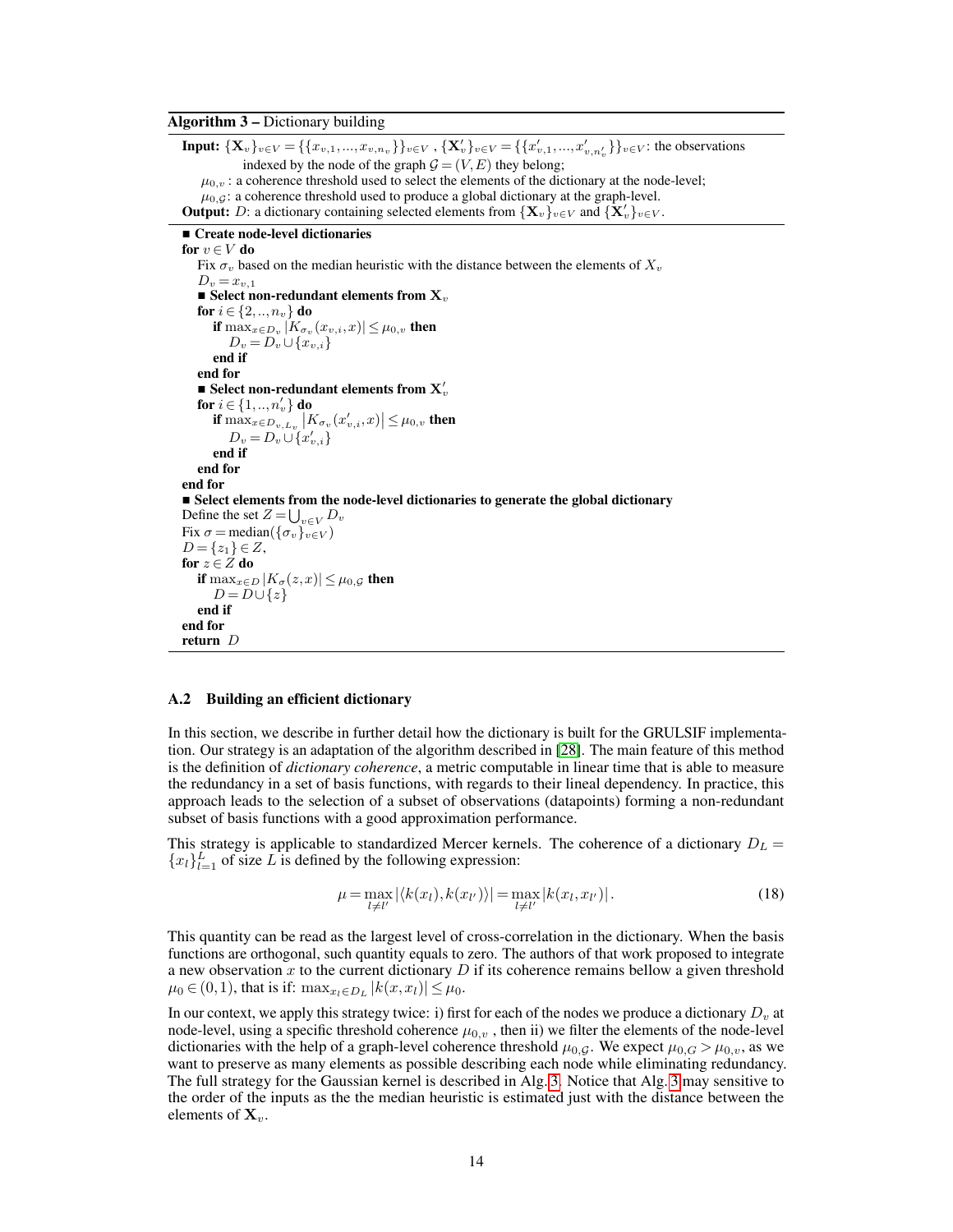**Algorithm 3 – Dictionary building**

**Input:** $\{\mathbf{X}_v\}_{v\in V} = \{\{x_{v,1},...,x_{v,n_v}\}\}_{v\in V}$ , $\{\mathbf{X}'_v\}_{v\in V} = \{\{x'_{v,1},...,x'_{v,n'_v}\}\}_{v\in V}$: the observations indexed by the node of the graph $\mathcal{G}=(V,E)$ they belong;
$\mu_{0,v}$ : a coherence threshold used to select the elements of the dictionary at the node-level;
$\mu_{0,\mathcal{G}}$: a coherence threshold used to produce a global dictionary at the graph-level.
**Output:** $D$: a dictionary containing selected elements from $\{\mathbf{X}_v\}_{v\in V}$ and $\{\mathbf{X}'_v\}_{v\in V}$.

```
■ Create node-level dictionaries
for v ∈ V do
    Fix σ_v based on the median heuristic with the distance between the elements of X_v
    D_v = x_{v,1}
    ■ Select non-redundant elements from X_v
    for i ∈ {2,..,n_v} do
        if max_{x∈D_v} |K_{σ_v}(x_{v,i}, x)| ≤ μ_{0,v} then
            D_v = D_v ∪ {x_{v,i}}
        end if
    end for
    ■ Select non-redundant elements from X'_v
    for i ∈ {1,..,n'_v} do
        if max_{x∈D_{v,L_v}} |K_{σ_v}(x'_{v,i}, x)| ≤ μ_{0,v} then
            D_v = D_v ∪ {x'_{v,i}}
        end if
    end for
end for
■ Select elements from the node-level dictionaries to generate the global dictionary
Define the set Z = ⋃_{v∈V} D_v
Fix σ = median({σ_v}_{v∈V})
D = {z_1} ∈ Z,
for z ∈ Z do
    if max_{x∈D} |K_σ(z, x)| ≤ μ_{0,G} then
        D = D ∪ {z}
    end if
end for
return D
```

### A.2 Building an efficient dictionary

In this section, we describe in further detail how the dictionary is built for the GRULSIF implementation. Our strategy is an adaptation of the algorithm described in [28]. The main feature of this method is the definition of *dictionary coherence*, a metric computable in linear time that is able to measure the redundancy in a set of basis functions, with regards to their lineal dependency. In practice, this approach leads to the selection of a subset of observations (datapoints) forming a non-redundant subset of basis functions with a good approximation performance.

This strategy is applicable to standardized Mercer kernels. The coherence of a dictionary $D_L = \{x_l\}_{l=1}^{L}$ of size $L$ is defined by the following expression:

$$\mu = \max_{l\neq l'} |\langle k(x_l), k(x_{l'})\rangle| = \max_{l\neq l'} |k(x_l, x_{l'})|. \tag{18}$$

This quantity can be read as the largest level of cross-correlation in the dictionary. When the basis functions are orthogonal, such quantity equals to zero. The authors of that work proposed to integrate a new observation $x$ to the current dictionary $D$ if its coherence remains bellow a given threshold $\mu_0 \in (0,1)$, that is if: $\max_{x_l\in D_L} |k(x, x_l)| \leq \mu_0$.

In our context, we apply this strategy twice: i) first for each of the nodes we produce a dictionary $D_v$ at node-level, using a specific threshold coherence $\mu_{0,v}$ , then ii) we filter the elements of the node-level dictionaries with the help of a graph-level coherence threshold $\mu_{0,\mathcal{G}}$. We expect $\mu_{0,G} > \mu_{0,v}$, as we want to preserve as many elements as possible describing each node while eliminating redundancy. The full strategy for the Gaussian kernel is described in Alg. 3. Notice that Alg. 3 may sensitive to the order of the inputs as the the median heuristic is estimated just with the distance between the elements of $\mathbf{X}_v$.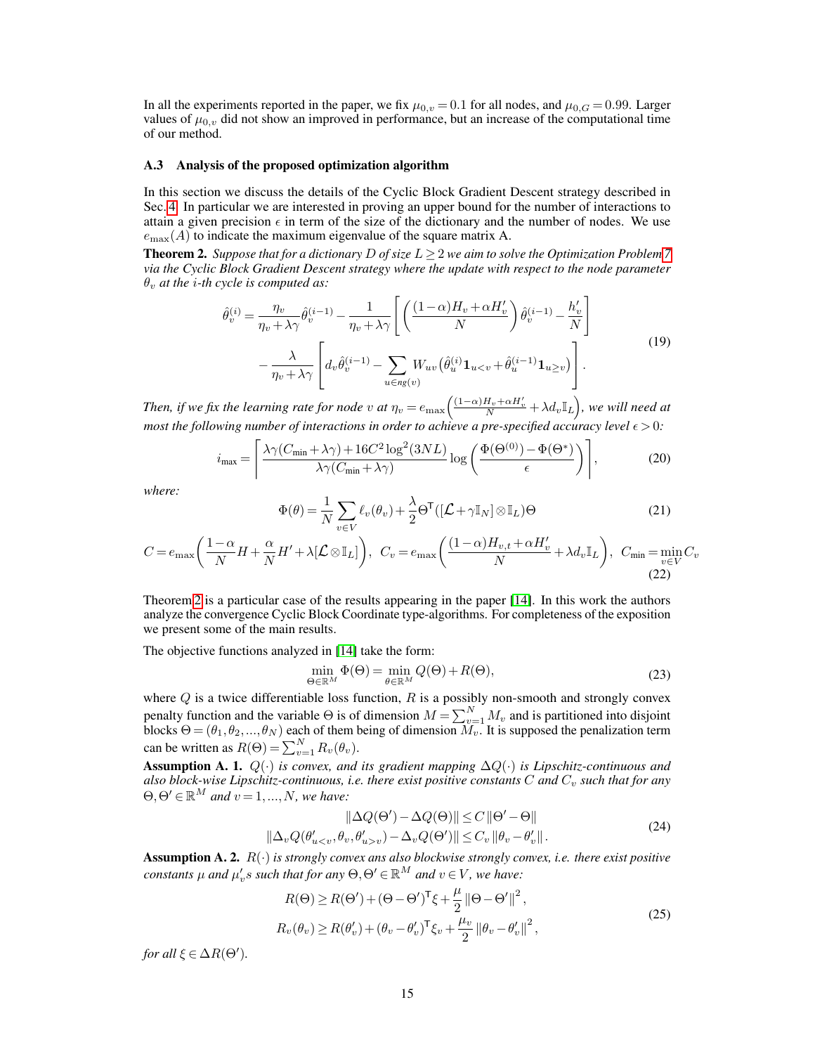In all the experiments reported in the paper, we fix $\mu_{0,v} = 0.1$ for all nodes, and $\mu_{0,G} = 0.99$. Larger values of $\mu_{0,v}$ did not show an improved in performance, but an increase of the computational time of our method.

### A.3 Analysis of the proposed optimization algorithm

In this section we discuss the details of the Cyclic Block Gradient Descent strategy described in Sec. 4. In particular we are interested in proving an upper bound for the number of interactions to attain a given precision $\epsilon$ in term of the size of the dictionary and the number of nodes. We use $e_{\max}(A)$ to indicate the maximum eigenvalue of the square matrix A.

**Theorem 2.** *Suppose that for a dictionary $D$ of size $L \geq 2$ we aim to solve the Optimization Problem 7 via the Cyclic Block Gradient Descent strategy where the update with respect to the node parameter $\theta_v$ at the $i$-th cycle is computed as:*

$$
\begin{aligned}
\hat{\theta}_v^{(i)} = & \frac{\eta_v}{\eta_v + \lambda\gamma}\hat{\theta}_v^{(i-1)} - \frac{1}{\eta_v + \lambda\gamma}\left[\left(\frac{(1-\alpha)H_v + \alpha H'_v}{N}\right)\hat{\theta}_v^{(i-1)} - \frac{h'_v}{N}\right] \\
& - \frac{\lambda}{\eta_v + \lambda\gamma}\left[d_v\hat{\theta}_v^{(i-1)} - \sum_{u \in ng(v)} W_{uv}\left(\hat{\theta}_u^{(i)}\mathbf{1}_{u<v} + \hat{\theta}_u^{(i-1)}\mathbf{1}_{u \geq v}\right)\right].
\end{aligned}
\tag{19}
$$

*Then, if we fix the learning rate for node $v$ at $\eta_v = e_{\max}\left(\frac{(1-\alpha)H_v + \alpha H'_v}{N} + \lambda d_v \mathbb{I}_L\right)$, we will need at most the following number of interactions in order to achieve a pre-specified accuracy level $\epsilon > 0$:*

$$
i_{\max} = \left\lceil \frac{\lambda\gamma(C_{\min} + \lambda\gamma) + 16C^2\log^2(3NL)}{\lambda\gamma(C_{\min} + \lambda\gamma)} \log\left(\frac{\Phi(\Theta^{(0)}) - \Phi(\Theta^*)}{\epsilon}\right)\right\rceil,
\tag{20}
$$

*where:*

$$
\Phi(\theta) = \frac{1}{N}\sum_{v \in V}\ell_v(\theta_v) + \frac{\lambda}{2}\Theta^{\mathsf{T}}([\mathcal{L} + \gamma\mathbb{I}_N] \otimes \mathbb{I}_L)\Theta
\tag{21}
$$

$$
C = e_{\max}\left(\frac{1-\alpha}{N}H + \frac{\alpha}{N}H' + \lambda[\mathcal{L} \otimes \mathbb{I}_L]\right), \;\; C_v = e_{\max}\left(\frac{(1-\alpha)H_{v,t} + \alpha H'_v}{N} + \lambda d_v \mathbb{I}_L\right), \;\; C_{\min} = \min_{v \in V} C_v
\tag{22}
$$

Theorem 2 is a particular case of the results appearing in the paper [14]. In this work the authors analyze the convergence Cyclic Block Coordinate type-algorithms. For completeness of the exposition we present some of the main results.

The objective functions analyzed in [14] take the form:

$$
\min_{\Theta \in \mathbb{R}^M} \Phi(\Theta) = \min_{\theta \in \mathbb{R}^M} Q(\Theta) + R(\Theta),
\tag{23}
$$

where $Q$ is a twice differentiable loss function, $R$ is a possibly non-smooth and strongly convex penalty function and the variable $\Theta$ is of dimension $M = \sum_{v=1}^N M_v$ and is partitioned into disjoint blocks $\Theta = (\theta_1, \theta_2, ..., \theta_N)$ each of them being of dimension $M_v$. It is supposed the penalization term can be written as $R(\Theta) = \sum_{v=1}^N R_v(\theta_v)$.

**Assumption A. 1.** *$Q(\cdot)$ is convex, and its gradient mapping $\Delta Q(\cdot)$ is Lipschitz-continuous and also block-wise Lipschitz-continuous, i.e. there exist positive constants $C$ and $C_v$ such that for any $\Theta, \Theta' \in \mathbb{R}^M$ and $v = 1, ..., N$, we have:*

$$
\begin{aligned}
\|\Delta Q(\Theta') - \Delta Q(\Theta)\| &\leq C\|\Theta' - \Theta\| \\
\|\Delta_v Q(\theta'_{u<v}, \theta_v, \theta'_{u>v}) - \Delta_v Q(\Theta')\| &\leq C_v\|\theta_v - \theta'_v\|.
\end{aligned}
\tag{24}
$$

**Assumption A. 2.** *$R(\cdot)$ is strongly convex ans also blockwise strongly convex, i.e. there exist positive constants $\mu$ and $\mu'_v s$ such that for any $\Theta, \Theta' \in \mathbb{R}^M$ and $v \in V$, we have:*

$$
\begin{aligned}
R(\Theta) &\geq R(\Theta') + (\Theta - \Theta')^{\mathsf{T}}\xi + \frac{\mu}{2}\|\Theta - \Theta'\|^2, \\
R_v(\theta_v) &\geq R(\theta'_v) + (\theta_v - \theta'_v)^{\mathsf{T}}\xi_v + \frac{\mu_v}{2}\|\theta_v - \theta'_v\|^2,
\end{aligned}
\tag{25}
$$

*for all $\xi \in \Delta R(\Theta')$.*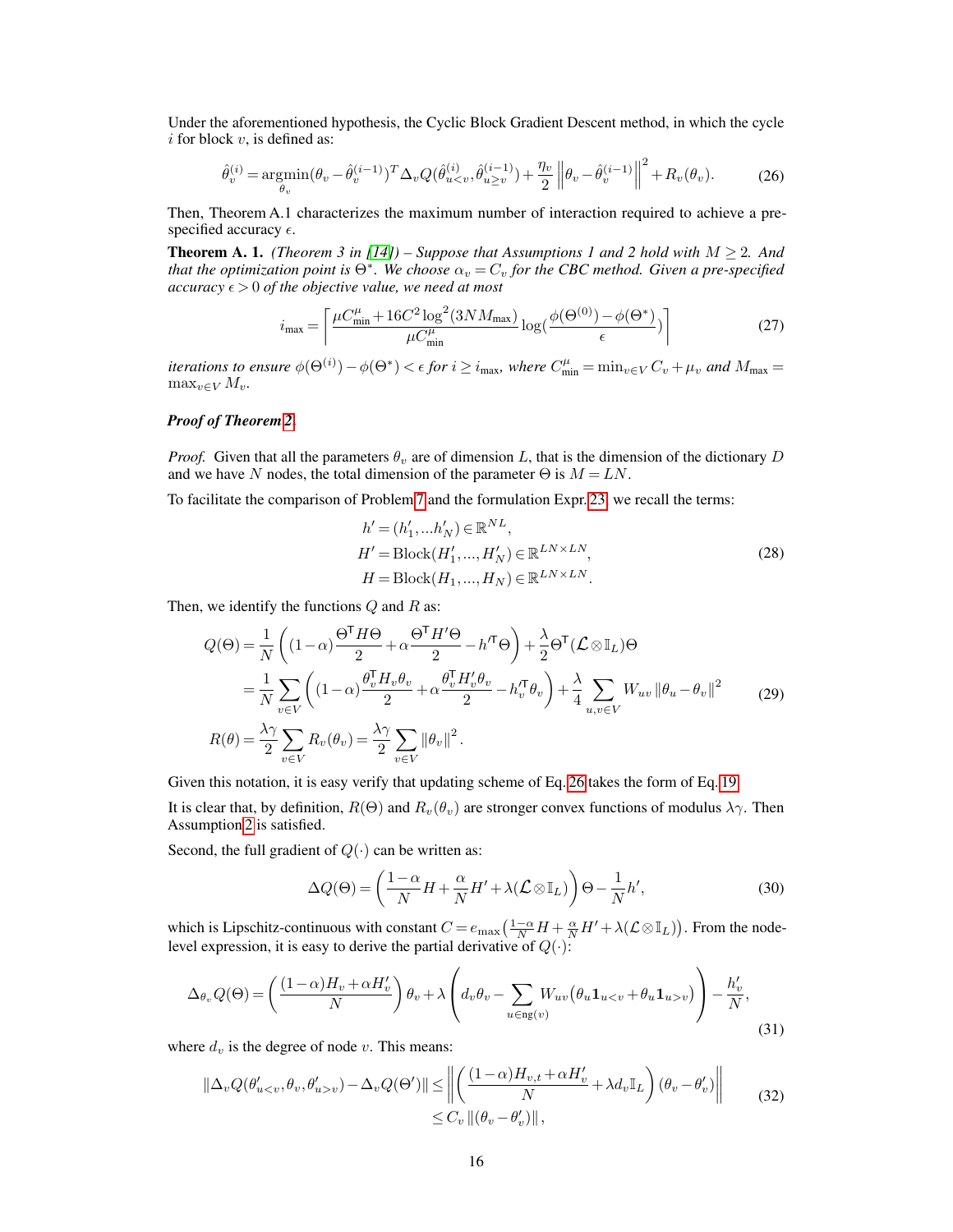Under the aforementioned hypothesis, the Cyclic Block Gradient Descent method, in which the cycle $i$ for block $v$, is defined as:

$$\hat{\theta}_v^{(i)} = \underset{\theta_v}{\operatorname{argmin}} (\theta_v - \hat{\theta}_v^{(i-1)})^T \Delta_v Q(\hat{\theta}_{u<v}^{(i)}, \hat{\theta}_{u\geq v}^{(i-1)}) + \frac{\eta_v}{2} \left\| \theta_v - \hat{\theta}_v^{(i-1)} \right\|^2 + R_v(\theta_v). \tag{26}$$

Then, Theorem A.1 characterizes the maximum number of interaction required to achieve a pre-specified accuracy $\epsilon$.

**Theorem A. 1.** *(Theorem 3 in [14]) – Suppose that Assumptions 1 and 2 hold with $M \geq 2$. And that the optimization point is $\Theta^*$. We choose $\alpha_v = C_v$ for the CBC method. Given a pre-specified accuracy $\epsilon > 0$ of the objective value, we need at most*

$$i_{\max} = \left\lceil \frac{\mu C_{\min}^{\mu} + 16 C^2 \log^2(3NM_{\max})}{\mu C_{\min}^{\mu}} \log\left(\frac{\phi(\Theta^{(0)}) - \phi(\Theta^*)}{\epsilon}\right) \right\rceil \tag{27}$$

*iterations to ensure $\phi(\Theta^{(i)}) - \phi(\Theta^*) < \epsilon$ for $i \geq i_{\max}$, where $C_{\min}^{\mu} = \min_{v \in V} C_v + \mu_v$ and $M_{\max} = \max_{v \in V} M_v$.*

***Proof of Theorem 2***

*Proof.* Given that all the parameters $\theta_v$ are of dimension $L$, that is the dimension of the dictionary $D$ and we have $N$ nodes, the total dimension of the parameter $\Theta$ is $M = LN$.

To facilitate the comparison of Problem 7 and the formulation Expr. 23, we recall the terms:

$$\begin{aligned} h' &= (h'_1, \ldots h'_N) \in \mathbb{R}^{NL}, \\ H' &= \text{Block}(H'_1, \ldots, H'_N) \in \mathbb{R}^{LN \times LN}, \\ H &= \text{Block}(H_1, \ldots, H_N) \in \mathbb{R}^{LN \times LN}. \end{aligned} \tag{28}$$

Then, we identify the functions $Q$ and $R$ as:

$$\begin{aligned} Q(\Theta) &= \frac{1}{N}\left((1-\alpha)\frac{\Theta^\mathsf{T} H \Theta}{2} + \alpha \frac{\Theta^\mathsf{T} H' \Theta}{2} - h'^\mathsf{T}\Theta\right) + \frac{\lambda}{2}\Theta^\mathsf{T}(\mathcal{L} \otimes \mathbb{I}_L)\Theta \\ &= \frac{1}{N}\sum_{v \in V}\left((1-\alpha)\frac{\theta_v^\mathsf{T} H_v \theta_v}{2} + \alpha\frac{\theta_v^\mathsf{T} H'_v \theta_v}{2} - h_v'^\mathsf{T}\theta_v\right) + \frac{\lambda}{4}\sum_{u,v \in V} W_{uv}\left\|\theta_u - \theta_v\right\|^2 \\ R(\theta) &= \frac{\lambda\gamma}{2}\sum_{v \in V} R_v(\theta_v) = \frac{\lambda\gamma}{2}\sum_{v \in V}\left\|\theta_v\right\|^2. \end{aligned} \tag{29}$$

Given this notation, it is easy verify that updating scheme of Eq. 26 takes the form of Eq. 19.

It is clear that, by definition, $R(\Theta)$ and $R_v(\theta_v)$ are stronger convex functions of modulus $\lambda\gamma$. Then Assumption 2 is satisfied.

Second, the full gradient of $Q(\cdot)$ can be written as:

$$\Delta Q(\Theta) = \left(\frac{1-\alpha}{N}H + \frac{\alpha}{N}H' + \lambda(\mathcal{L} \otimes \mathbb{I}_L)\right)\Theta - \frac{1}{N}h', \tag{30}$$

which is Lipschitz-continuous with constant $C = e_{\max}\left(\frac{1-\alpha}{N}H + \frac{\alpha}{N}H' + \lambda(\mathcal{L} \otimes \mathbb{I}_L)\right)$. From the node-level expression, it is easy to derive the partial derivative of $Q(\cdot)$:

$$\Delta_{\theta_v} Q(\Theta) = \left(\frac{(1-\alpha)H_v + \alpha H'_v}{N}\right)\theta_v + \lambda\left(d_v\theta_v - \sum_{u \in \text{ng}(v)} W_{uv}\left(\theta_u \mathbf{1}_{u<v} + \theta_u \mathbf{1}_{u>v}\right)\right) - \frac{h'_v}{N}, \tag{31}$$

where $d_v$ is the degree of node $v$. This means:

$$\begin{aligned} \|\Delta_v Q(\theta'_{u<v}, \theta_v, \theta'_{u>v}) - \Delta_v Q(\Theta')\| &\leq \left\|\left(\frac{(1-\alpha)H_{v,t} + \alpha H'_v}{N} + \lambda d_v \mathbb{I}_L\right)(\theta_v - \theta'_v)\right\| \\ &\leq C_v \left\|(\theta_v - \theta'_v)\right\|, \end{aligned} \tag{32}$$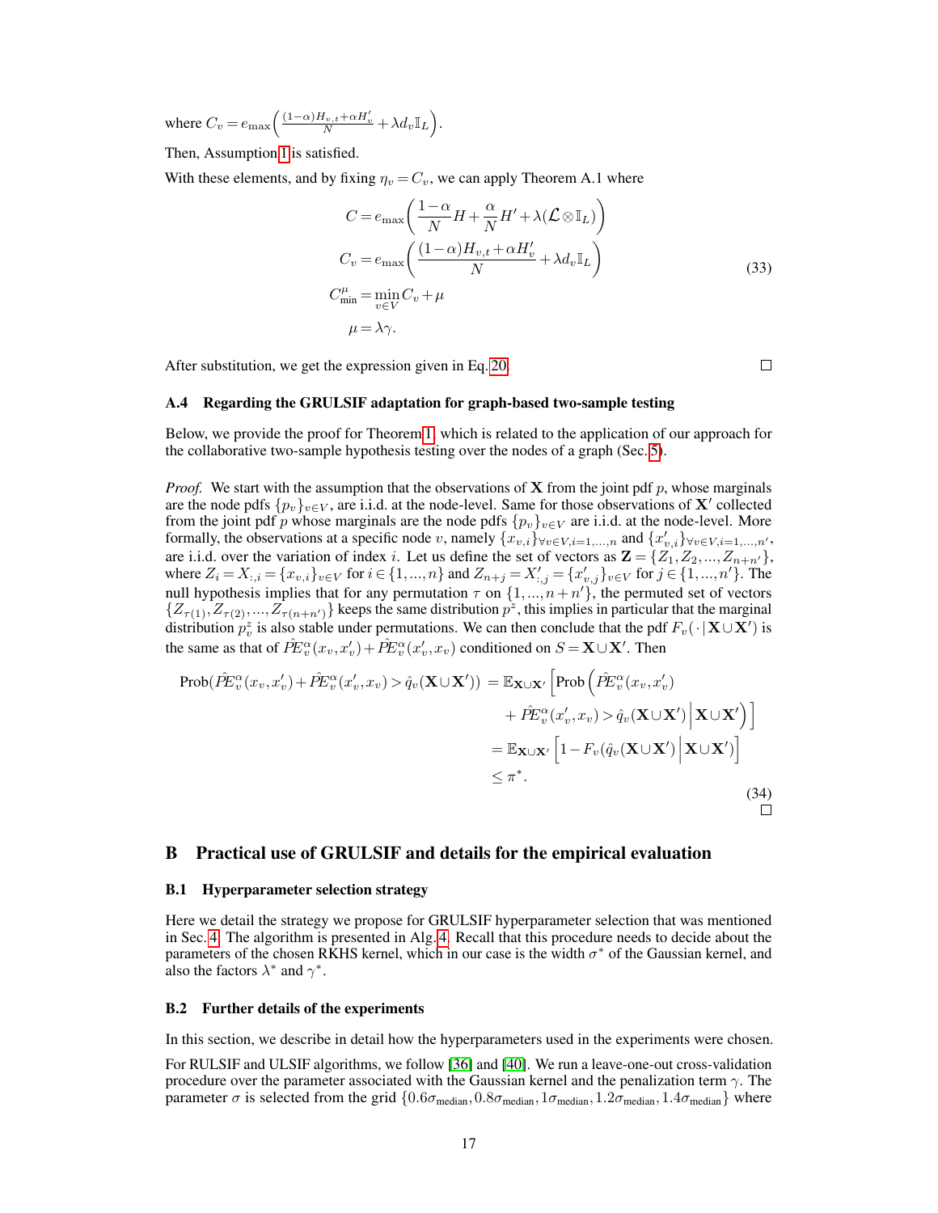where $C_v = e_{\max}\left(\frac{(1-\alpha)H_{v,t}+\alpha H'_v}{N} + \lambda d_v \mathbb{I}_L\right)$.

Then, Assumption 1 is satisfied.

With these elements, and by fixing $\eta_v = C_v$, we can apply Theorem A.1 where

$$
\begin{aligned}
C &= e_{\max}\left(\frac{1-\alpha}{N}H + \frac{\alpha}{N}H' + \lambda(\mathcal{L} \otimes \mathbb{I}_L)\right) \\
C_v &= e_{\max}\left(\frac{(1-\alpha)H_{v,t}+\alpha H'_v}{N} + \lambda d_v \mathbb{I}_L\right) \\
C^{\mu}_{\min} &= \min_{v \in V} C_v + \mu \\
\mu &= \lambda\gamma.
\end{aligned}
\tag{33}
$$

After substitution, we get the expression given in Eq. 20. ∎

### A.4 Regarding the GRULSIF adaptation for graph-based two-sample testing

Below, we provide the proof for Theorem 1, which is related to the application of our approach for the collaborative two-sample hypothesis testing over the nodes of a graph (Sec. 5).

*Proof.* We start with the assumption that the observations of $\mathbf{X}$ from the joint pdf $p$, whose marginals are the node pdfs $\{p_v\}_{v\in V}$, are i.i.d. at the node-level. Same for those observations of $\mathbf{X}'$ collected from the joint pdf $p$ whose marginals are the node pdfs $\{p_v\}_{v\in V}$ are i.i.d. at the node-level. More formally, the observations at a specific node $v$, namely $\{x_{v,i}\}_{\forall v\in V, i=1,...,n}$ and $\{x'_{v,i}\}_{\forall v\in V, i=1,...,n'}$, are i.i.d. over the variation of index $i$. Let us define the set of vectors as $\mathbf{Z} = \{Z_1, Z_2, ..., Z_{n+n'}\}$, where $Z_i = X_{:,i} = \{x_{v,i}\}_{v\in V}$ for $i \in \{1,...,n\}$ and $Z_{n+j} = X'_{:,j} = \{x'_{v,j}\}_{v\in V}$ for $j \in \{1,...,n'\}$. The null hypothesis implies that for any permutation $\tau$ on $\{1,...,n+n'\}$, the permuted set of vectors $\{Z_{\tau(1)}, Z_{\tau(2)}, ..., Z_{\tau(n+n')}\}$ keeps the same distribution $p^z$, this implies in particular that the marginal distribution $p^z_v$ is also stable under permutations. We can then conclude that the pdf $F_v(\cdot|\mathbf{X}\cup\mathbf{X}')$ is the same as that of $\hat{PE}^{\alpha}_v(x_v, x'_v) + \hat{PE}^{\alpha}_v(x'_v, x_v)$ conditioned on $S = \mathbf{X}\cup\mathbf{X}'$. Then

$$
\begin{aligned}
\text{Prob}(\hat{PE}^{\alpha}_v(x_v, x'_v) + \hat{PE}^{\alpha}_v(x'_v, x_v) > \hat{q}_v(\mathbf{X}\cup\mathbf{X}')) &= \mathbb{E}_{\mathbf{X}\cup\mathbf{X}'}\Big[\text{Prob}\Big(\hat{PE}^{\alpha}_v(x_v, x'_v) \\
&\qquad + \hat{PE}^{\alpha}_v(x'_v, x_v) > \hat{q}_v(\mathbf{X}\cup\mathbf{X}') \,\Big|\, \mathbf{X}\cup\mathbf{X}'\Big)\Big] \\
&= \mathbb{E}_{\mathbf{X}\cup\mathbf{X}'}\Big[1 - F_v(\hat{q}_v(\mathbf{X}\cup\mathbf{X}') \,\Big|\, \mathbf{X}\cup\mathbf{X}')\Big] \\
&\leq \pi^*.
\end{aligned}
\tag{34}
$$

∎

## B Practical use of GRULSIF and details for the empirical evaluation

### B.1 Hyperparameter selection strategy

Here we detail the strategy we propose for GRULSIF hyperparameter selection that was mentioned in Sec. 4. The algorithm is presented in Alg. 4. Recall that this procedure needs to decide about the parameters of the chosen RKHS kernel, which in our case is the width $\sigma^*$ of the Gaussian kernel, and also the factors $\lambda^*$ and $\gamma^*$.

### B.2 Further details of the experiments

In this section, we describe in detail how the hyperparameters used in the experiments were chosen.

For RULSIF and ULSIF algorithms, we follow [36] and [40]. We run a leave-one-out cross-validation procedure over the parameter associated with the Gaussian kernel and the penalization term $\gamma$. The parameter $\sigma$ is selected from the grid $\{0.6\sigma_{\text{median}}, 0.8\sigma_{\text{median}}, 1\sigma_{\text{median}}, 1.2\sigma_{\text{median}}, 1.4\sigma_{\text{median}}\}$ where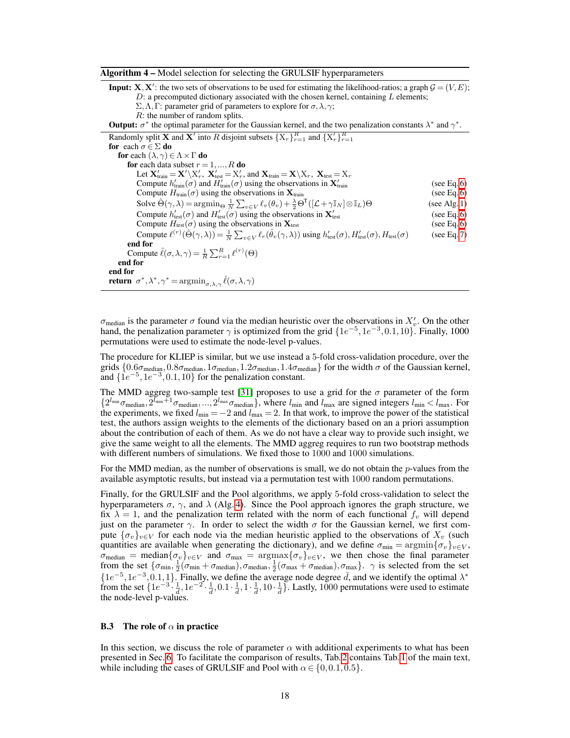**Algorithm 4** – Model selection for selecting the GRULSIF hyperparameters

**Input:** $\mathbf{X}, \mathbf{X}'$: the two sets of observations to be used for estimating the likelihood-ratios; a graph $\mathcal{G} = (V, E)$;
$D$: a precomputed dictionary associated with the chosen kernel, containing $L$ elements;
$\Sigma, \Lambda, \Gamma$: parameter grid of parameters to explore for $\sigma, \lambda, \gamma$;
$R$: the number of random splits.

**Output:** $\sigma^*$ the optimal parameter for the Gaussian kernel, and the two penalization constants $\lambda^*$ and $\gamma^*$.

```
Randomly split X and X' into R disjoint subsets {X_r}_{r=1}^R and {X'_r}_{r=1}^R
for each σ ∈ Σ do
    for each (λ, γ) ∈ Λ × Γ do
        for each data subset r = 1, ..., R do
            Let X'_train = X' \ X'_r, X'_test = X'_r, and X_train = X \ X_r, X_test = X_r
            Compute h'_train(σ) and H'_train(σ) using the observations in X'_train          (see Eq. 6)
            Compute H_train(σ) using the observations in X_train                            (see Eq. 6)
            Solve Θ̂(γ, λ) = argmin_Θ (1/N) Σ_{v∈V} ℓ_v(θ_v) + (λ/2) Θ^T([L + γ I_N] ⊗ I_L) Θ   (see Alg. 1)
            Compute h'_test(σ) and H'_test(σ) using the observations in X'_test             (see Eq. 6)
            Compute H_test(σ) using the observations in X_test                              (see Eq. 6)
            Compute ℓ^(r)(Θ̂(γ, λ)) = (1/N) Σ_{v∈V} ℓ_r(θ̂_v(γ, λ)) using h'_test(σ), H'_test(σ), H_test(σ)   (see Eq. 7)
        end for
        Compute ℓ̂(σ, λ, γ) = (1/R) Σ_{r=1}^R ℓ^(r)(Θ)
    end for
end for
return σ*, λ*, γ* = argmin_{σ,λ,γ} ℓ̂(σ, λ, γ)
```

$\sigma_{\text{median}}$ is the parameter $\sigma$ found via the median heuristic over the observations in $X'_v$. On the other hand, the penalization parameter $\gamma$ is optimized from the grid $\{1e^{-5}, 1e^{-3}, 0.1, 10\}$. Finally, 1000 permutations were used to estimate the node-level p-values.

The procedure for KLIEP is similar, but we use instead a 5-fold cross-validation procedure, over the grids $\{0.6\sigma_{\text{median}}, 0.8\sigma_{\text{median}}, 1\sigma_{\text{median}}, 1.2\sigma_{\text{median}}, 1.4\sigma_{\text{median}}\}$ for the width $\sigma$ of the Gaussian kernel, and $\{1e^{-5}, 1e^{-3}, 0.1, 10\}$ for the penalization constant.

The MMD aggreg two-sample test [31] proposes to use a grid for the $\sigma$ parameter of the form $\{2^{l_{\min}}\sigma_{\text{median}}, 2^{l_{\min}+1}\sigma_{\text{median}}, ..., 2^{l_{\max}}\sigma_{\text{median}}\}$, where $l_{\min}$ and $l_{\max}$ are signed integers $l_{\min} < l_{\max}$. For the experiments, we fixed $l_{\min} = -2$ and $l_{\max} = 2$. In that work, to improve the power of the statistical test, the authors assign weights to the elements of the dictionary based on an a priori assumption about the contribution of each of them. As we do not have a clear way to provide such insight, we give the same weight to all the elements. The MMD aggreg requires to run two bootstrap methods with different numbers of simulations. We fixed those to 1000 and 1000 simulations.

For the MMD median, as the number of observations is small, we do not obtain the $p$-values from the available asymptotic results, but instead via a permutation test with 1000 random permutations.

Finally, for the GRULSIF and the Pool algorithms, we apply 5-fold cross-validation to select the hyperparameters $\sigma$, $\gamma$, and $\lambda$ (Alg. 4). Since the Pool approach ignores the graph structure, we fix $\lambda = 1$, and the penalization term related with the norm of each functional $f_v$ will depend just on the parameter $\gamma$. In order to select the width $\sigma$ for the Gaussian kernel, we first compute $\{\sigma_v\}_{v \in V}$ for each node via the median heuristic applied to the observations of $X_v$ (such quantities are available when generating the dictionary), and we define $\sigma_{\min} = \text{argmin}\{\sigma_v\}_{v \in V}$, $\sigma_{\text{median}} = \text{median}\{\sigma_v\}_{v \in V}$ and $\sigma_{\max} = \text{argmax}\{\sigma_v\}_{v \in V}$, we then chose the final parameter from the set $\{\sigma_{\min}, \frac{1}{2}(\sigma_{\min} + \sigma_{\text{median}}), \sigma_{\text{median}}, \frac{1}{2}(\sigma_{\max} + \sigma_{\text{median}}), \sigma_{\max}\}$. $\gamma$ is selected from the set $\{1e^{-5}, 1e^{-3}, 0.1, 1\}$. Finally, we define the average node degree $\bar{d}$, and we identify the optimal $\lambda^*$ from the set $\{1e^{-3} \cdot \frac{1}{\bar{d}}, 1e^{-2} \cdot \frac{1}{\bar{d}}, 0.1 \cdot \frac{1}{\bar{d}}, 1 \cdot \frac{1}{\bar{d}}, 10 \cdot \frac{1}{\bar{d}}\}$. Lastly, 1000 permutations were used to estimate the node-level p-values.

### B.3 The role of $\alpha$ in practice

In this section, we discuss the role of parameter $\alpha$ with additional experiments to what has been presented in Sec. 6. To facilitate the comparison of results, Tab. 2 contains Tab. 1 of the main text, while including the cases of GRULSIF and Pool with $\alpha \in \{0, 0.1, 0.5\}$.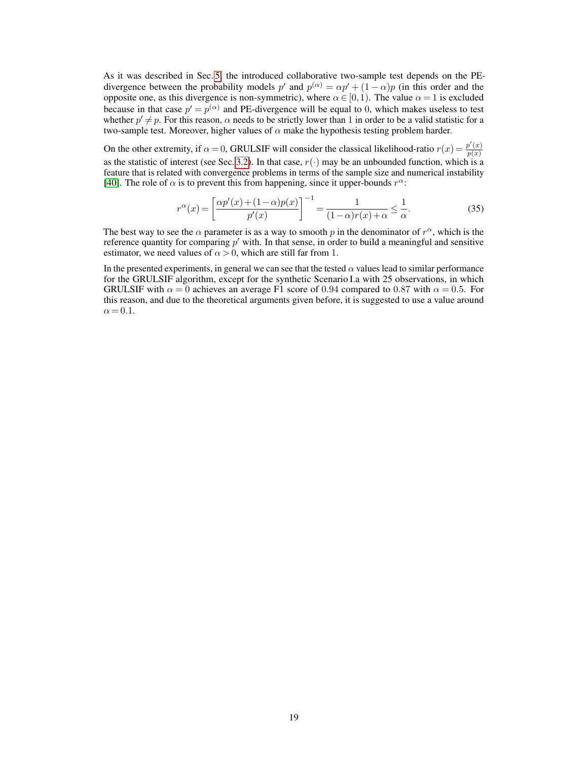As it was described in Sec. 5, the introduced collaborative two-sample test depends on the PE-divergence between the probability models $p'$ and $p^{(\alpha)} = \alpha p' + (1-\alpha)p$ (in this order and the opposite one, as this divergence is non-symmetric), where $\alpha \in [0, 1)$. The value $\alpha = 1$ is excluded because in that case $p' = p^{(\alpha)}$ and PE-divergence will be equal to 0, which makes useless to test whether $p' \neq p$. For this reason, $\alpha$ needs to be strictly lower than 1 in order to be a valid statistic for a two-sample test. Moreover, higher values of $\alpha$ make the hypothesis testing problem harder.

On the other extremity, if $\alpha = 0$, GRULSIF will consider the classical likelihood-ratio $r(x) = \frac{p'(x)}{p(x)}$ as the statistic of interest (see Sec. 3.2). In that case, $r(\cdot)$ may be an unbounded function, which is a feature that is related with convergence problems in terms of the sample size and numerical instability [40]. The role of $\alpha$ is to prevent this from happening, since it upper-bounds $r^{\alpha}$:

$$r^{\alpha}(x) = \left[\frac{\alpha p'(x) + (1-\alpha)p(x)}{p'(x)}\right]^{-1} = \frac{1}{(1-\alpha)r(x) + \alpha} \leq \frac{1}{\alpha}. \tag{35}$$

The best way to see the $\alpha$ parameter is as a way to smooth $p$ in the denominator of $r^{\alpha}$, which is the reference quantity for comparing $p'$ with. In that sense, in order to build a meaningful and sensitive estimator, we need values of $\alpha > 0$, which are still far from 1.

In the presented experiments, in general we can see that the tested $\alpha$ values lead to similar performance for the GRULSIF algorithm, except for the synthetic Scenario I.a with 25 observations, in which GRULSIF with $\alpha = 0$ achieves an average F1 score of 0.94 compared to 0.87 with $\alpha = 0.5$. For this reason, and due to the theoretical arguments given before, it is suggested to use a value around $\alpha = 0.1$.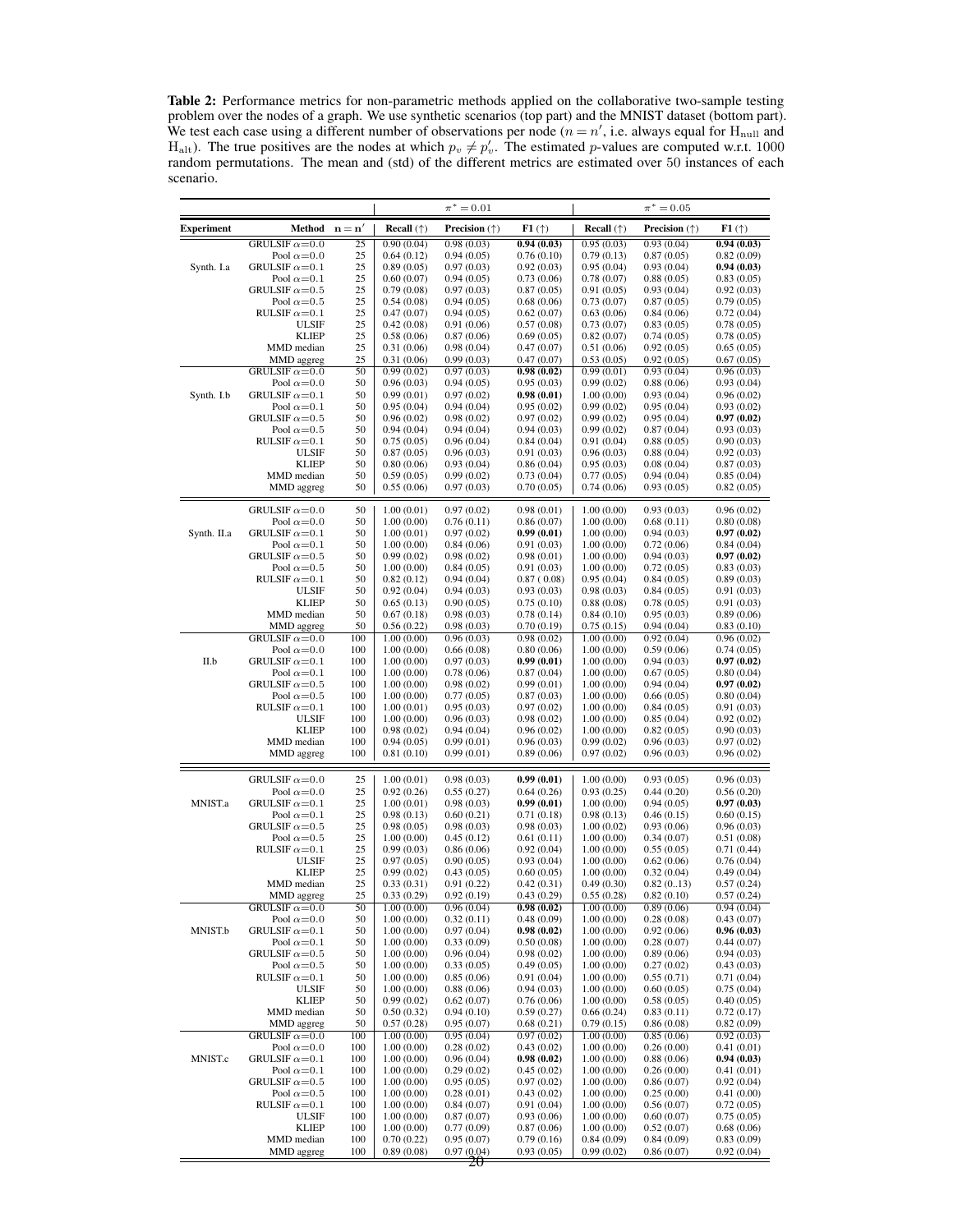**Table 2:** Performance metrics for non-parametric methods applied on the collaborative two-sample testing problem over the nodes of a graph. We use synthetic scenarios (top part) and the MNIST dataset (bottom part). We test each case using a different number of observations per node ($n = n'$, i.e. always equal for $\mathrm{H_{null}}$ and $\mathrm{H_{alt}}$). The true positives are the nodes at which $p_v \neq p'_v$. The estimated $p$-values are computed w.r.t. 1000 random permutations. The mean and (std) of the different metrics are estimated over 50 instances of each scenario.

| | | | $\pi^* = 0.01$ | | | $\pi^* = 0.05$ | | |
|---|---|---|---|---|---|---|---|---|
| **Experiment** | **Method** | $\mathbf{n = n'}$ | **Recall (↑)** | **Precision (↑)** | **F1 (↑)** | **Recall (↑)** | **Precision (↑)** | **F1 (↑)** |
| Synth. I.a | GRULSIF $\alpha$=0.0 | 25 | 0.90 (0.04) | 0.98 (0.03) | **0.94 (0.03)** | 0.95 (0.03) | 0.93 (0.04) | **0.94 (0.03)** |
| | Pool $\alpha$=0.0 | 25 | 0.64 (0.12) | 0.94 (0.05) | 0.76 (0.10) | 0.79 (0.13) | 0.87 (0.05) | 0.82 (0.09) |
| | GRULSIF $\alpha$=0.1 | 25 | 0.89 (0.05) | 0.97 (0.03) | 0.92 (0.03) | 0.95 (0.04) | 0.93 (0.04) | **0.94 (0.03)** |
| | Pool $\alpha$=0.1 | 25 | 0.60 (0.07) | 0.94 (0.05) | 0.73 (0.06) | 0.78 (0.07) | 0.88 (0.05) | 0.83 (0.05) |
| | GRULSIF $\alpha$=0.5 | 25 | 0.79 (0.08) | 0.97 (0.03) | 0.87 (0.05) | 0.91 (0.05) | 0.93 (0.04) | 0.92 (0.03) |
| | Pool $\alpha$=0.5 | 25 | 0.54 (0.08) | 0.94 (0.05) | 0.68 (0.06) | 0.73 (0.07) | 0.87 (0.05) | 0.79 (0.05) |
| | RULSIF $\alpha$=0.1 | 25 | 0.47 (0.07) | 0.94 (0.05) | 0.62 (0.07) | 0.63 (0.06) | 0.84 (0.06) | 0.72 (0.04) |
| | ULSIF | 25 | 0.42 (0.08) | 0.91 (0.06) | 0.57 (0.08) | 0.73 (0.06) | 0.83 (0.05) | 0.78 (0.05) |
| | KLIEP | 25 | 0.58 (0.06) | 0.87 (0.06) | 0.69 (0.05) | 0.82 (0.07) | 0.74 (0.05) | 0.78 (0.05) |
| | MMD median | 25 | 0.31 (0.06) | 0.98 (0.04) | 0.47 (0.07) | 0.51 (0.06) | 0.92 (0.05) | 0.65 (0.05) |
| | MMD aggreg | 25 | 0.31 (0.06) | 0.99 (0.03) | 0.47 (0.07) | 0.53 (0.05) | 0.92 (0.05) | 0.67 (0.05) |
| Synth. I.b | GRULSIF $\alpha$=0.0 | 50 | 0.99 (0.02) | 0.97 (0.03) | **0.98 (0.02)** | 0.99 (0.01) | 0.93 (0.04) | 0.96 (0.03) |
| | Pool $\alpha$=0.0 | 50 | 0.96 (0.03) | 0.94 (0.05) | 0.95 (0.03) | 0.99 (0.02) | 0.88 (0.06) | 0.93 (0.04) |
| | GRULSIF $\alpha$=0.1 | 50 | 0.99 (0.01) | 0.97 (0.02) | **0.98 (0.01)** | 1.00 (0.00) | 0.93 (0.04) | 0.96 (0.02) |
| | Pool $\alpha$=0.1 | 50 | 0.95 (0.04) | 0.94 (0.04) | 0.95 (0.02) | 0.99 (0.02) | 0.95 (0.04) | 0.93 (0.02) |
| | GRULSIF $\alpha$=0.5 | 50 | 0.96 (0.02) | 0.98 (0.02) | 0.97 (0.02) | 0.99 (0.02) | 0.95 (0.04) | **0.97 (0.02)** |
| | Pool $\alpha$=0.5 | 50 | 0.94 (0.04) | 0.94 (0.04) | 0.94 (0.03) | 0.99 (0.02) | 0.87 (0.04) | 0.93 (0.03) |
| | RULSIF $\alpha$=0.1 | 50 | 0.75 (0.05) | 0.96 (0.04) | 0.84 (0.04) | 0.91 (0.04) | 0.88 (0.05) | 0.90 (0.03) |
| | ULSIF | 50 | 0.87 (0.05) | 0.96 (0.03) | 0.91 (0.03) | 0.96 (0.03) | 0.88 (0.04) | 0.92 (0.03) |
| | KLIEP | 50 | 0.80 (0.06) | 0.93 (0.04) | 0.86 (0.04) | 0.95 (0.03) | 0.08 (0.04) | 0.87 (0.03) |
| | MMD median | 50 | 0.59 (0.05) | 0.99 (0.02) | 0.73 (0.04) | 0.77 (0.05) | 0.94 (0.04) | 0.85 (0.04) |
| | MMD aggreg | 50 | 0.55 (0.06) | 0.97 (0.03) | 0.70 (0.05) | 0.74 (0.06) | 0.93 (0.05) | 0.82 (0.05) |
| Synth. II.a | GRULSIF $\alpha$=0.0 | 50 | 1.00 (0.01) | 0.97 (0.02) | 0.98 (0.01) | 1.00 (0.00) | 0.93 (0.03) | 0.96 (0.02) |
| | Pool $\alpha$=0.0 | 50 | 1.00 (0.00) | 0.76 (0.11) | 0.86 (0.07) | 1.00 (0.00) | 0.68 (0.11) | 0.80 (0.08) |
| | GRULSIF $\alpha$=0.1 | 50 | 1.00 (0.01) | 0.97 (0.02) | **0.99 (0.01)** | 1.00 (0.00) | 0.94 (0.03) | **0.97 (0.02)** |
| | Pool $\alpha$=0.1 | 50 | 1.00 (0.00) | 0.84 (0.06) | 0.91 (0.03) | 1.00 (0.00) | 0.72 (0.06) | 0.84 (0.04) |
| | GRULSIF $\alpha$=0.5 | 50 | 0.99 (0.02) | 0.98 (0.02) | 0.98 (0.01) | 1.00 (0.00) | 0.94 (0.03) | **0.97 (0.02)** |
| | Pool $\alpha$=0.5 | 50 | 1.00 (0.00) | 0.84 (0.05) | 0.91 (0.03) | 1.00 (0.00) | 0.72 (0.05) | 0.83 (0.03) |
| | RULSIF $\alpha$=0.1 | 50 | 0.82 (0.12) | 0.94 (0.04) | 0.87 ( 0.08) | 0.95 (0.04) | 0.84 (0.05) | 0.89 (0.03) |
| | ULSIF | 50 | 0.92 (0.04) | 0.94 (0.03) | 0.93 (0.03) | 0.98 (0.03) | 0.84 (0.05) | 0.91 (0.03) |
| | KLIEP | 50 | 0.65 (0.13) | 0.90 (0.05) | 0.75 (0.10) | 0.88 (0.08) | 0.78 (0.05) | 0.91 (0.03) |
| | MMD median | 50 | 0.67 (0.18) | 0.98 (0.03) | 0.78 (0.14) | 0.84 (0.10) | 0.95 (0.03) | 0.89 (0.06) |
| | MMD aggreg | 50 | 0.56 (0.22) | 0.98 (0.03) | 0.70 (0.19) | 0.75 (0.15) | 0.94 (0.04) | 0.83 (0.10) |
| II.b | GRULSIF $\alpha$=0.0 | 100 | 1.00 (0.00) | 0.96 (0.03) | 0.98 (0.02) | 1.00 (0.00) | 0.92 (0.04) | 0.96 (0.02) |
| | Pool $\alpha$=0.0 | 100 | 1.00 (0.00) | 0.66 (0.08) | 0.80 (0.06) | 1.00 (0.00) | 0.59 (0.06) | 0.74 (0.05) |
| | GRULSIF $\alpha$=0.1 | 100 | 1.00 (0.00) | 0.97 (0.03) | **0.99 (0.01)** | 1.00 (0.00) | 0.94 (0.03) | **0.97 (0.02)** |
| | Pool $\alpha$=0.1 | 100 | 1.00 (0.00) | 0.78 (0.06) | 0.87 (0.04) | 1.00 (0.00) | 0.67 (0.05) | 0.80 (0.04) |
| | GRULSIF $\alpha$=0.5 | 100 | 1.00 (0.00) | 0.98 (0.02) | 0.99 (0.01) | 1.00 (0.00) | 0.94 (0.04) | **0.97 (0.02)** |
| | Pool $\alpha$=0.5 | 100 | 1.00 (0.00) | 0.77 (0.05) | 0.87 (0.03) | 1.00 (0.00) | 0.66 (0.05) | 0.80 (0.04) |
| | RULSIF $\alpha$=0.1 | 100 | 1.00 (0.01) | 0.95 (0.03) | 0.97 (0.02) | 1.00 (0.00) | 0.84 (0.05) | 0.91 (0.03) |
| | ULSIF | 100 | 1.00 (0.00) | 0.96 (0.03) | 0.98 (0.02) | 1.00 (0.00) | 0.85 (0.04) | 0.92 (0.02) |
| | KLIEP | 100 | 0.98 (0.02) | 0.94 (0.04) | 0.96 (0.02) | 1.00 (0.00) | 0.82 (0.05) | 0.90 (0.03) |
| | MMD median | 100 | 0.94 (0.05) | 0.99 (0.01) | 0.96 (0.03) | 0.99 (0.02) | 0.96 (0.03) | 0.97 (0.02) |
| | MMD aggreg | 100 | 0.81 (0.10) | 0.99 (0.01) | 0.89 (0.06) | 0.97 (0.02) | 0.96 (0.03) | 0.96 (0.02) |
| MNIST.a | GRULSIF $\alpha$=0.0 | 25 | 1.00 (0.01) | 0.98 (0.03) | **0.99 (0.01)** | 1.00 (0.00) | 0.93 (0.05) | 0.96 (0.03) |
| | Pool $\alpha$=0.0 | 25 | 0.92 (0.26) | 0.55 (0.27) | 0.64 (0.26) | 0.93 (0.25) | 0.44 (0.20) | 0.56 (0.20) |
| | GRULSIF $\alpha$=0.1 | 25 | 1.00 (0.01) | 0.98 (0.03) | **0.99 (0.01)** | 1.00 (0.00) | 0.94 (0.05) | **0.97 (0.03)** |
| | Pool $\alpha$=0.1 | 25 | 0.98 (0.13) | 0.60 (0.21) | 0.71 (0.18) | 0.98 (0.13) | 0.46 (0.15) | 0.60 (0.15) |
| | GRULSIF $\alpha$=0.5 | 25 | 0.98 (0.05) | 0.98 (0.03) | 0.98 (0.03) | 1.00 (0.02) | 0.93 (0.06) | 0.96 (0.03) |
| | Pool $\alpha$=0.5 | 25 | 1.00 (0.00) | 0.45 (0.12) | 0.61 (0.11) | 1.00 (0.00) | 0.34 (0.07) | 0.51 (0.08) |
| | RULSIF $\alpha$=0.1 | 25 | 0.99 (0.03) | 0.86 (0.06) | 0.92 (0.04) | 1.00 (0.00) | 0.55 (0.05) | 0.71 (0.44) |
| | ULSIF | 25 | 0.97 (0.05) | 0.90 (0.05) | 0.93 (0.04) | 1.00 (0.00) | 0.62 (0.06) | 0.76 (0.04) |
| | KLIEP | 25 | 0.99 (0.02) | 0.43 (0.05) | 0.60 (0.05) | 1.00 (0.00) | 0.32 (0.04) | 0.49 (0.04) |
| | MMD median | 25 | 0.33 (0.31) | 0.91 (0.22) | 0.42 (0.31) | 0.49 (0.30) | 0.82 (0..13) | 0.57 (0.24) |
| | MMD aggreg | 25 | 0.33 (0.29) | 0.92 (0.19) | 0.43 (0.29) | 0.55 (0.28) | 0.82 (0.10) | 0.57 (0.24) |
| MNIST.b | GRULSIF $\alpha$=0.0 | 50 | 1.00 (0.00) | 0.96 (0.04) | **0.98 (0.02)** | 1.00 (0.00) | 0.89 (0.06) | 0.94 (0.04) |
| | Pool $\alpha$=0.0 | 50 | 1.00 (0.00) | 0.32 (0.11) | 0.48 (0.09) | 1.00 (0.00) | 0.28 (0.08) | 0.43 (0.07) |
| | GRULSIF $\alpha$=0.1 | 50 | 1.00 (0.00) | 0.97 (0.04) | **0.98 (0.02)** | 1.00 (0.00) | 0.92 (0.06) | **0.96 (0.03)** |
| | Pool $\alpha$=0.1 | 50 | 1.00 (0.00) | 0.33 (0.09) | 0.50 (0.08) | 1.00 (0.00) | 0.28 (0.07) | 0.44 (0.07) |
| | GRULSIF $\alpha$=0.5 | 50 | 1.00 (0.00) | 0.96 (0.04) | 0.98 (0.02) | 1.00 (0.00) | 0.89 (0.06) | 0.94 (0.03) |
| | Pool $\alpha$=0.5 | 50 | 1.00 (0.00) | 0.33 (0.05) | 0.49 (0.05) | 1.00 (0.00) | 0.27 (0.02) | 0.43 (0.03) |
| | RULSIF $\alpha$=0.1 | 50 | 1.00 (0.00) | 0.85 (0.06) | 0.91 (0.04) | 1.00 (0.00) | 0.55 (0.71) | 0.71 (0.04) |
| | ULSIF | 50 | 1.00 (0.00) | 0.88 (0.06) | 0.94 (0.03) | 1.00 (0.00) | 0.60 (0.05) | 0.75 (0.04) |
| | KLIEP | 50 | 0.99 (0.02) | 0.62 (0.07) | 0.76 (0.06) | 1.00 (0.00) | 0.58 (0.05) | 0.40 (0.05) |
| | MMD median | 50 | 0.50 (0.32) | 0.94 (0.10) | 0.59 (0.27) | 0.66 (0.24) | 0.83 (0.11) | 0.72 (0.17) |
| | MMD aggreg | 50 | 0.57 (0.28) | 0.95 (0.07) | 0.68 (0.21) | 0.79 (0.15) | 0.86 (0.08) | 0.82 (0.09) |
| MNIST.c | GRULSIF $\alpha$=0.0 | 100 | 1.00 (0.00) | 0.95 (0.04) | 0.97 (0.02) | 1.00 (0.00) | 0.85 (0.06) | 0.92 (0.03) |
| | Pool $\alpha$=0.0 | 100 | 1.00 (0.00) | 0.28 (0.02) | 0.43 (0.02) | 1.00 (0.00) | 0.26 (0.00) | 0.41 (0.01) |
| | GRULSIF $\alpha$=0.1 | 100 | 1.00 (0.00) | 0.96 (0.04) | **0.98 (0.02)** | 1.00 (0.00) | 0.88 (0.06) | **0.94 (0.03)** |
| | Pool $\alpha$=0.1 | 100 | 1.00 (0.00) | 0.29 (0.02) | 0.45 (0.02) | 1.00 (0.00) | 0.26 (0.00) | 0.41 (0.01) |
| | GRULSIF $\alpha$=0.5 | 100 | 1.00 (0.00) | 0.95 (0.05) | 0.97 (0.02) | 1.00 (0.00) | 0.86 (0.07) | 0.92 (0.04) |
| | Pool $\alpha$=0.5 | 100 | 1.00 (0.00) | 0.28 (0.01) | 0.43 (0.02) | 1.00 (0.00) | 0.25 (0.00) | 0.41 (0.00) |
| | RULSIF $\alpha$=0.1 | 100 | 1.00 (0.00) | 0.84 (0.07) | 0.91 (0.04) | 1.00 (0.00) | 0.56 (0.07) | 0.72 (0.05) |
| | ULSIF | 100 | 1.00 (0.00) | 0.87 (0.07) | 0.93 (0.06) | 1.00 (0.00) | 0.60 (0.07) | 0.75 (0.05) |
| | KLIEP | 100 | 1.00 (0.00) | 0.77 (0.09) | 0.87 (0.06) | 1.00 (0.00) | 0.52 (0.07) | 0.68 (0.06) |
| | MMD median | 100 | 0.70 (0.22) | 0.95 (0.07) | 0.79 (0.16) | 0.84 (0.09) | 0.84 (0.09) | 0.83 (0.09) |
| | MMD aggreg | 100 | 0.89 (0.08) | 0.97 (0.04) | 0.93 (0.05) | 0.99 (0.02) | 0.86 (0.07) | 0.92 (0.04) |